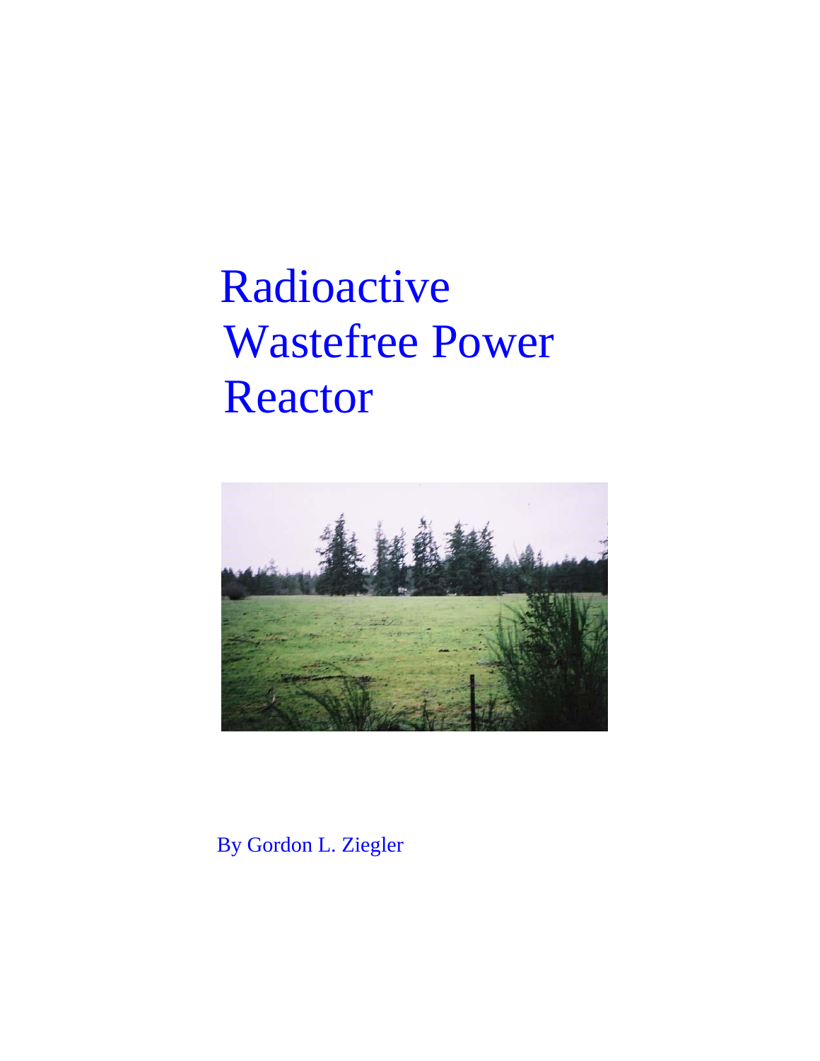# Radioactive Wastefree Power Reactor

By Gordon L. Ziegler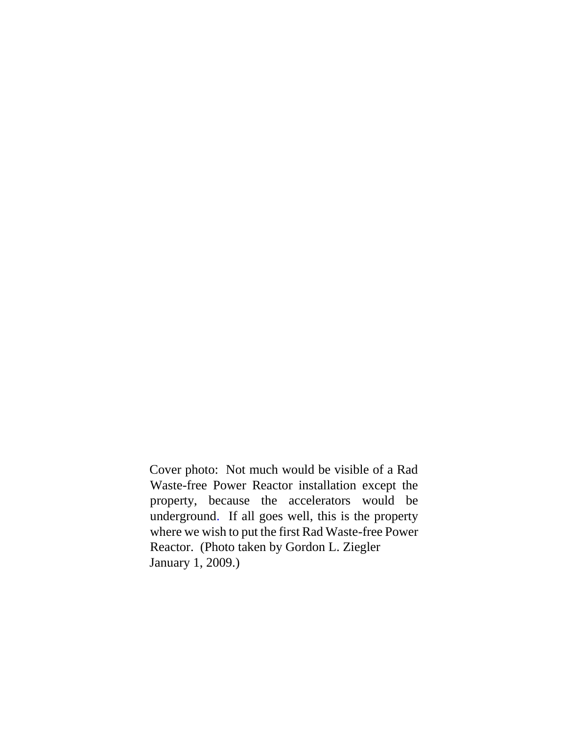Cover photo: Not much would be visible of a Rad Waste-free Power Reactor installation except the property, because the accelerators would be underground. If all goes well, this is the property where we wish to put the first Rad Waste-free Power Reactor. (Photo taken by Gordon L. Ziegler January 1, 2009.)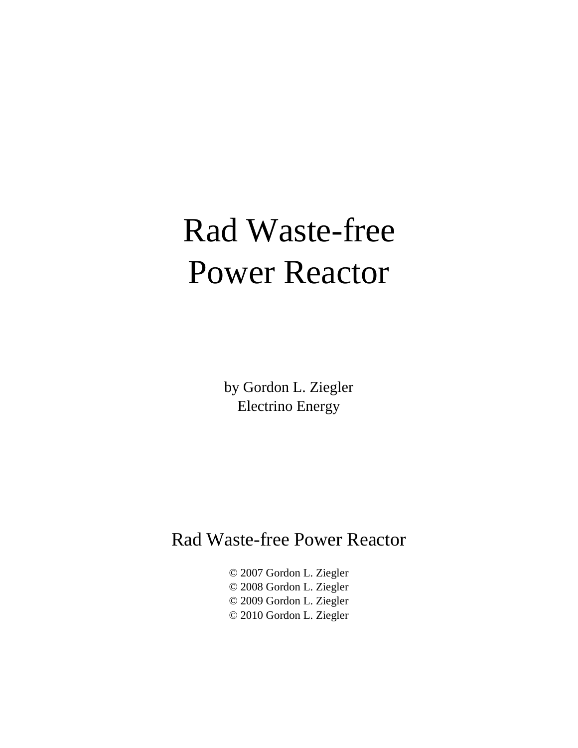# Rad Waste-free Power Reactor

by Gordon L. Ziegler
Electrino Energy

Rad Waste-free Power Reactor

© 2007 Gordon L. Ziegler
© 2008 Gordon L. Ziegler
© 2009 Gordon L. Ziegler
© 2010 Gordon L. Ziegler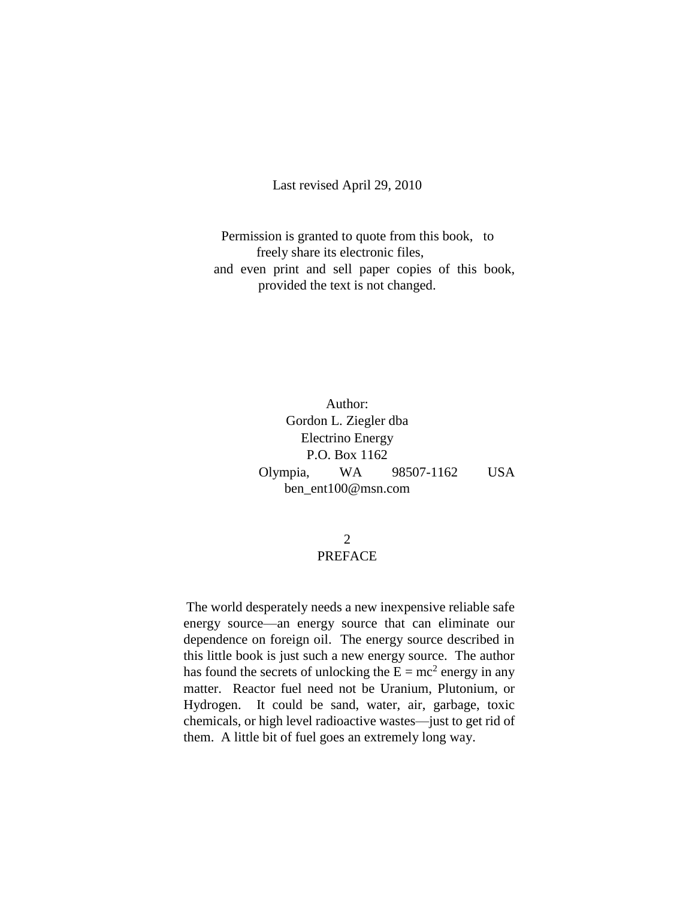Last revised April 29, 2010

Permission is granted to quote from this book, to freely share its electronic files, and even print and sell paper copies of this book, provided the text is not changed.

Author:
Gordon L. Ziegler dba
Electrino Energy
P.O. Box 1162
Olympia, WA 98507-1162 USA
ben_ent100@msn.com

## PREFACE

The world desperately needs a new inexpensive reliable safe energy source—an energy source that can eliminate our dependence on foreign oil. The energy source described in this little book is just such a new energy source. The author has found the secrets of unlocking the $E = mc^2$ energy in any matter. Reactor fuel need not be Uranium, Plutonium, or Hydrogen. It could be sand, water, air, garbage, toxic chemicals, or high level radioactive wastes—just to get rid of them. A little bit of fuel goes an extremely long way.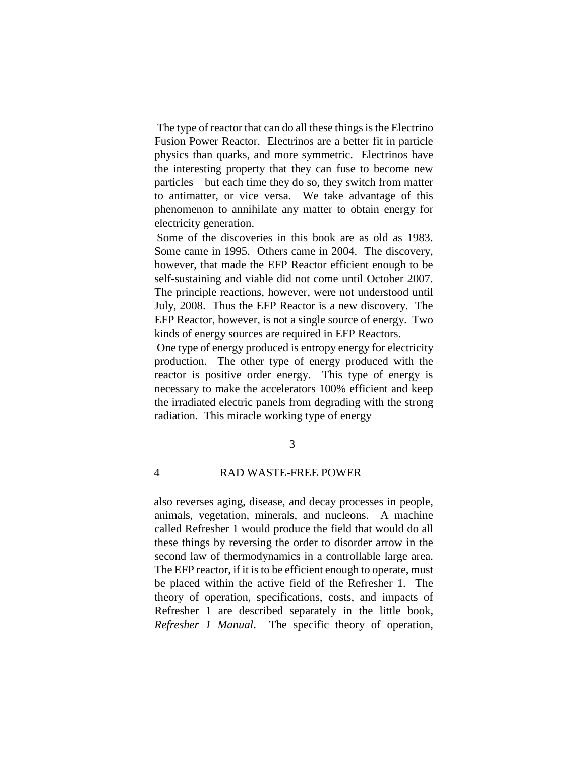The type of reactor that can do all these things is the Electrino Fusion Power Reactor. Electrinos are a better fit in particle physics than quarks, and more symmetric. Electrinos have the interesting property that they can fuse to become new particles—but each time they do so, they switch from matter to antimatter, or vice versa. We take advantage of this phenomenon to annihilate any matter to obtain energy for electricity generation.

Some of the discoveries in this book are as old as 1983. Some came in 1995. Others came in 2004. The discovery, however, that made the EFP Reactor efficient enough to be self-sustaining and viable did not come until October 2007. The principle reactions, however, were not understood until July, 2008. Thus the EFP Reactor is a new discovery. The EFP Reactor, however, is not a single source of energy. Two kinds of energy sources are required in EFP Reactors.

One type of energy produced is entropy energy for electricity production. The other type of energy produced with the reactor is positive order energy. This type of energy is necessary to make the accelerators 100% efficient and keep the irradiated electric panels from degrading with the strong radiation. This miracle working type of energy also reverses aging, disease, and decay processes in people, animals, vegetation, minerals, and nucleons. A machine called Refresher 1 would produce the field that would do all these things by reversing the order to disorder arrow in the second law of thermodynamics in a controllable large area. The EFP reactor, if it is to be efficient enough to operate, must be placed within the active field of the Refresher 1. The theory of operation, specifications, costs, and impacts of Refresher 1 are described separately in the little book, *Refresher 1 Manual*. The specific theory of operation,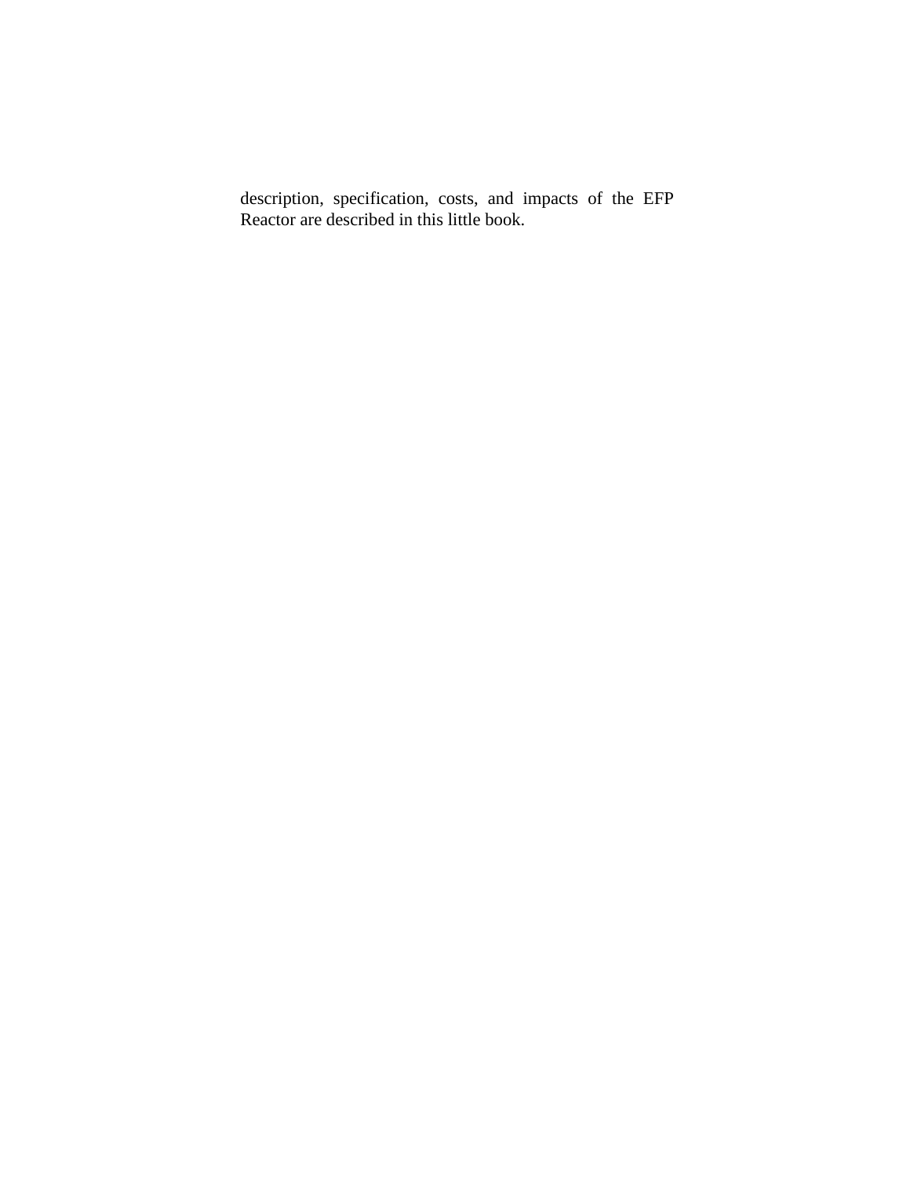description, specification, costs, and impacts of the EFP Reactor are described in this little book.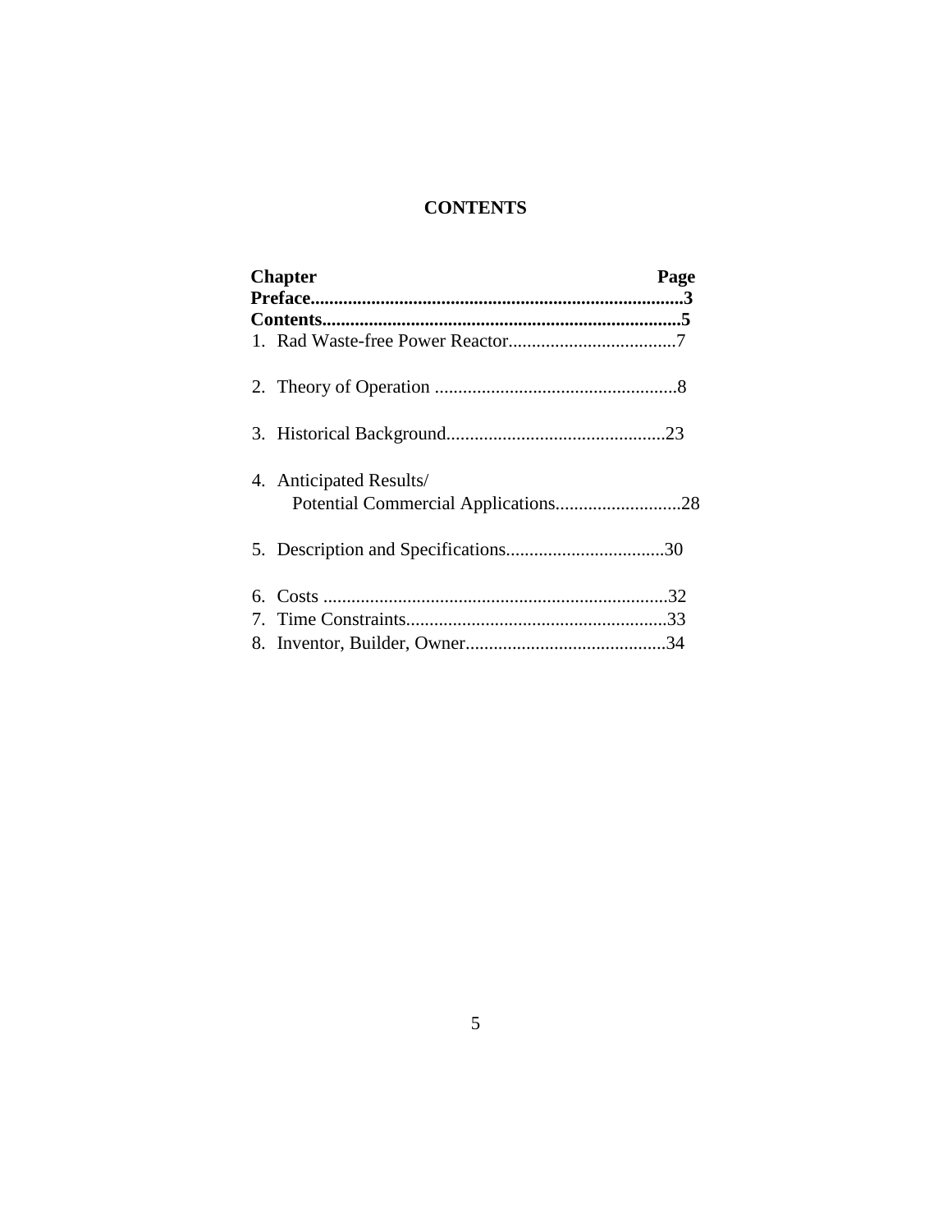# CONTENTS

| Chapter | Page |
|---|---|
| **Preface** | **3** |
| **Contents** | **5** |
| 1. Rad Waste-free Power Reactor | 7 |
| 2. Theory of Operation | 8 |
| 3. Historical Background | 23 |
| 4. Anticipated Results/ Potential Commercial Applications | 28 |
| 5. Description and Specifications | 30 |
| 6. Costs | 32 |
| 7. Time Constraints | 33 |
| 8. Inventor, Builder, Owner | 34 |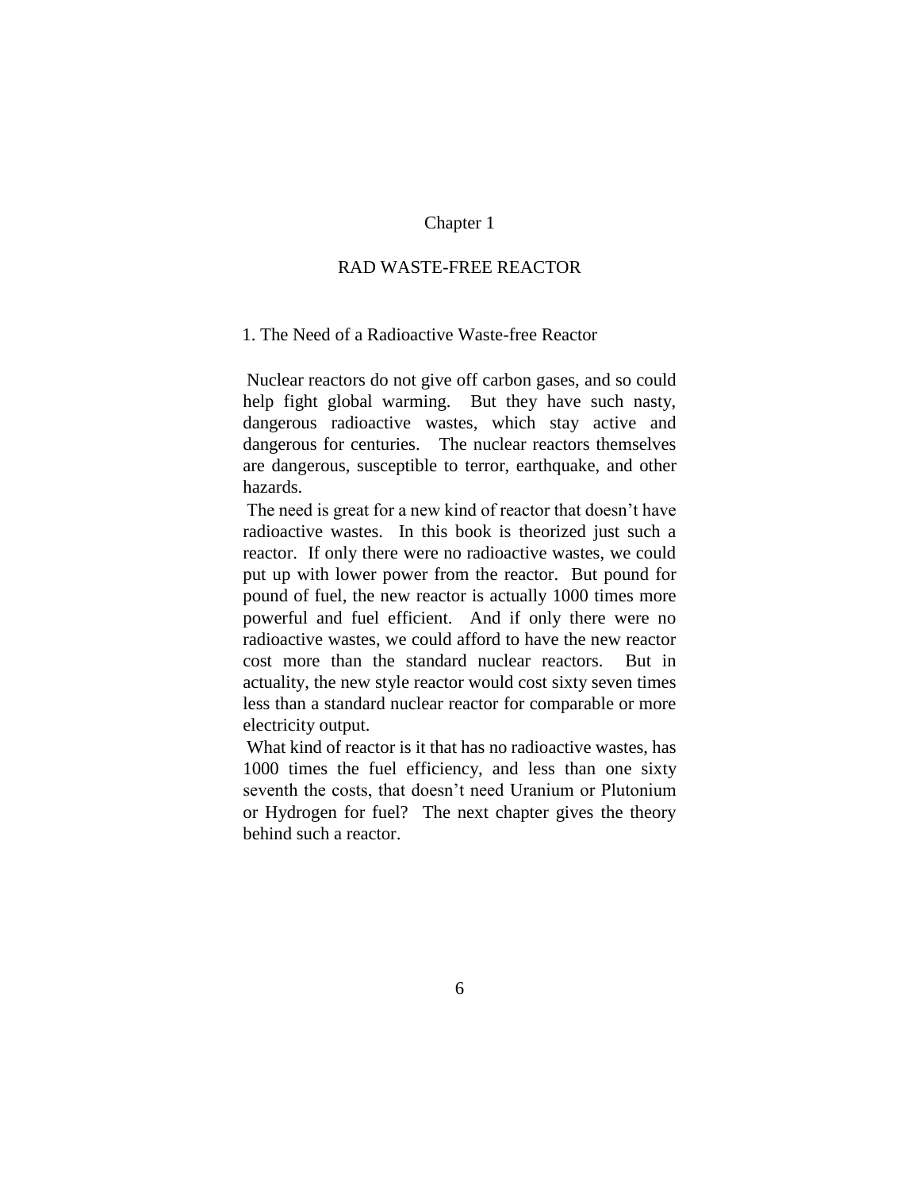# Chapter 1

# RAD WASTE-FREE REACTOR

## 1. The Need of a Radioactive Waste-free Reactor

Nuclear reactors do not give off carbon gases, and so could help fight global warming. But they have such nasty, dangerous radioactive wastes, which stay active and dangerous for centuries. The nuclear reactors themselves are dangerous, susceptible to terror, earthquake, and other hazards.

The need is great for a new kind of reactor that doesn't have radioactive wastes. In this book is theorized just such a reactor. If only there were no radioactive wastes, we could put up with lower power from the reactor. But pound for pound of fuel, the new reactor is actually 1000 times more powerful and fuel efficient. And if only there were no radioactive wastes, we could afford to have the new reactor cost more than the standard nuclear reactors. But in actuality, the new style reactor would cost sixty seven times less than a standard nuclear reactor for comparable or more electricity output.

What kind of reactor is it that has no radioactive wastes, has 1000 times the fuel efficiency, and less than one sixty seventh the costs, that doesn't need Uranium or Plutonium or Hydrogen for fuel? The next chapter gives the theory behind such a reactor.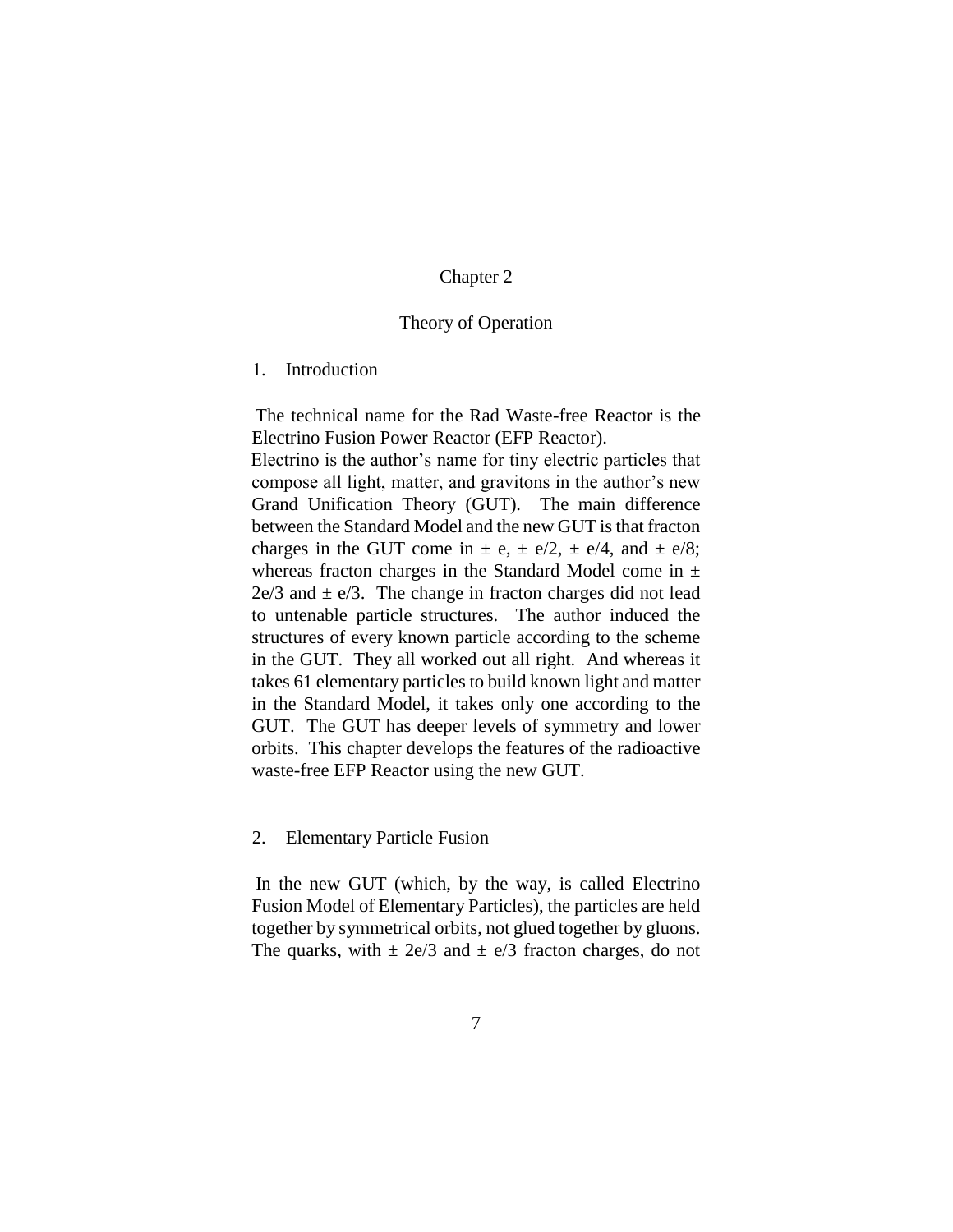# Chapter 2

## Theory of Operation

### 1. Introduction

The technical name for the Rad Waste-free Reactor is the Electrino Fusion Power Reactor (EFP Reactor). Electrino is the author's name for tiny electric particles that compose all light, matter, and gravitons in the author's new Grand Unification Theory (GUT). The main difference between the Standard Model and the new GUT is that fracton charges in the GUT come in $\pm$ e, $\pm$ e/2, $\pm$ e/4, and $\pm$ e/8; whereas fracton charges in the Standard Model come in $\pm$ 2e/3 and $\pm$ e/3. The change in fracton charges did not lead to untenable particle structures. The author induced the structures of every known particle according to the scheme in the GUT. They all worked out all right. And whereas it takes 61 elementary particles to build known light and matter in the Standard Model, it takes only one according to the GUT. The GUT has deeper levels of symmetry and lower orbits. This chapter develops the features of the radioactive waste-free EFP Reactor using the new GUT.

### 2. Elementary Particle Fusion

In the new GUT (which, by the way, is called Electrino Fusion Model of Elementary Particles), the particles are held together by symmetrical orbits, not glued together by gluons. The quarks, with $\pm$ 2e/3 and $\pm$ e/3 fracton charges, do not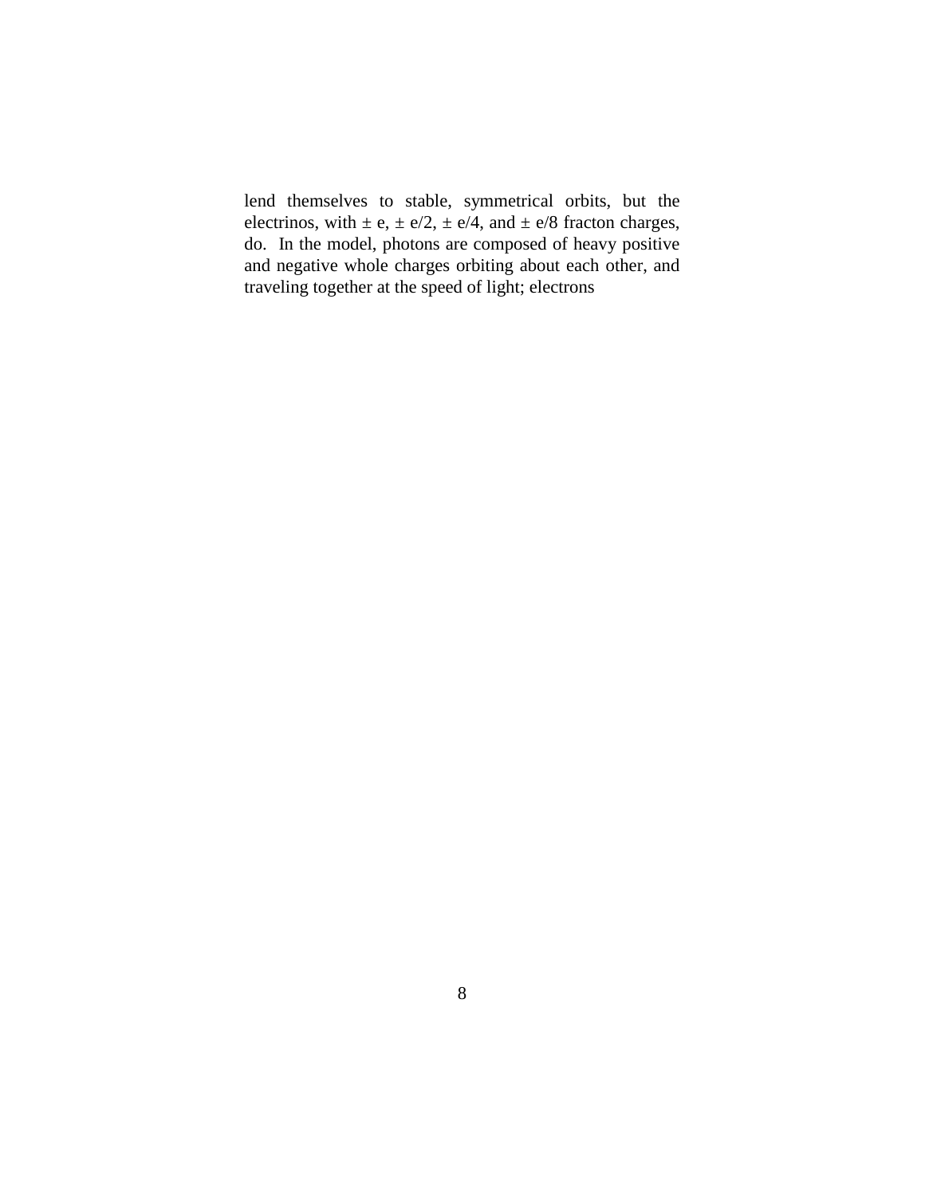lend themselves to stable, symmetrical orbits, but the electrinos, with $\pm$ e, $\pm$ e/2, $\pm$ e/4, and $\pm$ e/8 fracton charges, do. In the model, photons are composed of heavy positive and negative whole charges orbiting about each other, and traveling together at the speed of light; electrons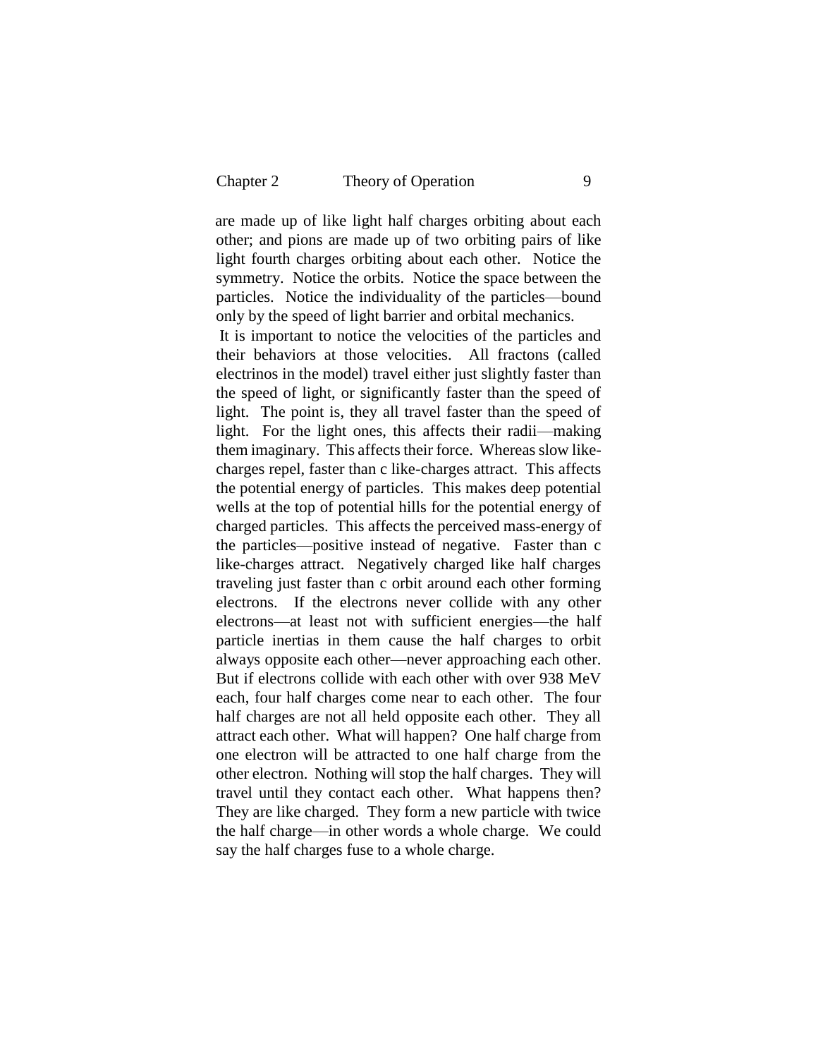are made up of like light half charges orbiting about each other; and pions are made up of two orbiting pairs of like light fourth charges orbiting about each other. Notice the symmetry. Notice the orbits. Notice the space between the particles. Notice the individuality of the particles—bound only by the speed of light barrier and orbital mechanics.

It is important to notice the velocities of the particles and their behaviors at those velocities. All fractons (called electrinos in the model) travel either just slightly faster than the speed of light, or significantly faster than the speed of light. The point is, they all travel faster than the speed of light. For the light ones, this affects their radii—making them imaginary. This affects their force. Whereas slow like-charges repel, faster than c like-charges attract. This affects the potential energy of particles. This makes deep potential wells at the top of potential hills for the potential energy of charged particles. This affects the perceived mass-energy of the particles—positive instead of negative. Faster than c like-charges attract. Negatively charged like half charges traveling just faster than c orbit around each other forming electrons. If the electrons never collide with any other electrons—at least not with sufficient energies—the half particle inertias in them cause the half charges to orbit always opposite each other—never approaching each other. But if electrons collide with each other with over 938 MeV each, four half charges come near to each other. The four half charges are not all held opposite each other. They all attract each other. What will happen? One half charge from one electron will be attracted to one half charge from the other electron. Nothing will stop the half charges. They will travel until they contact each other. What happens then? They are like charged. They form a new particle with twice the half charge—in other words a whole charge. We could say the half charges fuse to a whole charge.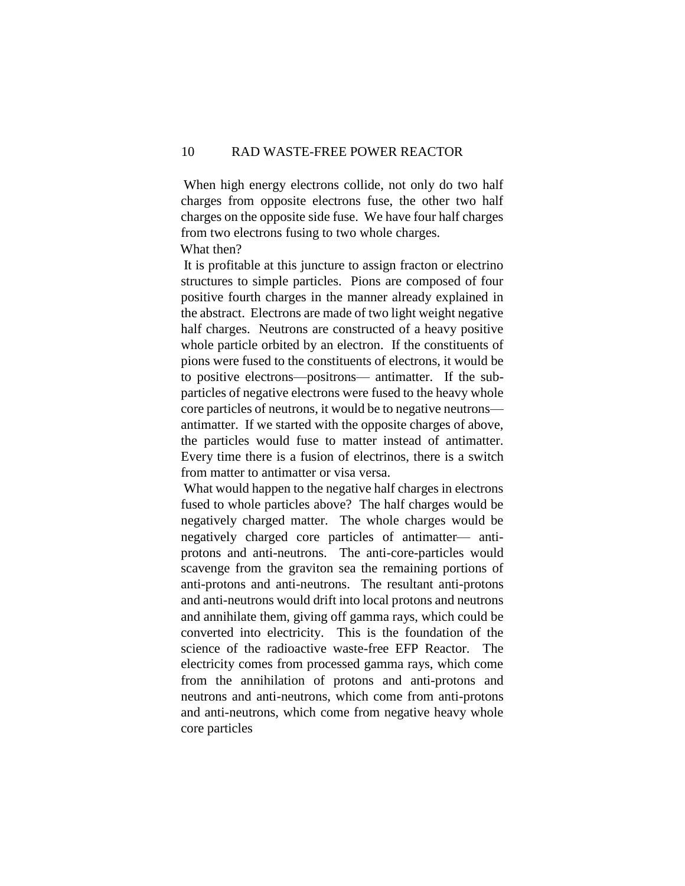When high energy electrons collide, not only do two half charges from opposite electrons fuse, the other two half charges on the opposite side fuse. We have four half charges from two electrons fusing to two whole charges.

What then?

It is profitable at this juncture to assign fracton or electrino structures to simple particles. Pions are composed of four positive fourth charges in the manner already explained in the abstract. Electrons are made of two light weight negative half charges. Neutrons are constructed of a heavy positive whole particle orbited by an electron. If the constituents of pions were fused to the constituents of electrons, it would be to positive electrons—positrons— antimatter. If the sub-particles of negative electrons were fused to the heavy whole core particles of neutrons, it would be to negative neutrons—antimatter. If we started with the opposite charges of above, the particles would fuse to matter instead of antimatter. Every time there is a fusion of electrinos, there is a switch from matter to antimatter or visa versa.

What would happen to the negative half charges in electrons fused to whole particles above? The half charges would be negatively charged matter. The whole charges would be negatively charged core particles of antimatter— anti-protons and anti-neutrons. The anti-core-particles would scavenge from the graviton sea the remaining portions of anti-protons and anti-neutrons. The resultant anti-protons and anti-neutrons would drift into local protons and neutrons and annihilate them, giving off gamma rays, which could be converted into electricity. This is the foundation of the science of the radioactive waste-free EFP Reactor. The electricity comes from processed gamma rays, which come from the annihilation of protons and anti-protons and neutrons and anti-neutrons, which come from anti-protons and anti-neutrons, which come from negative heavy whole core particles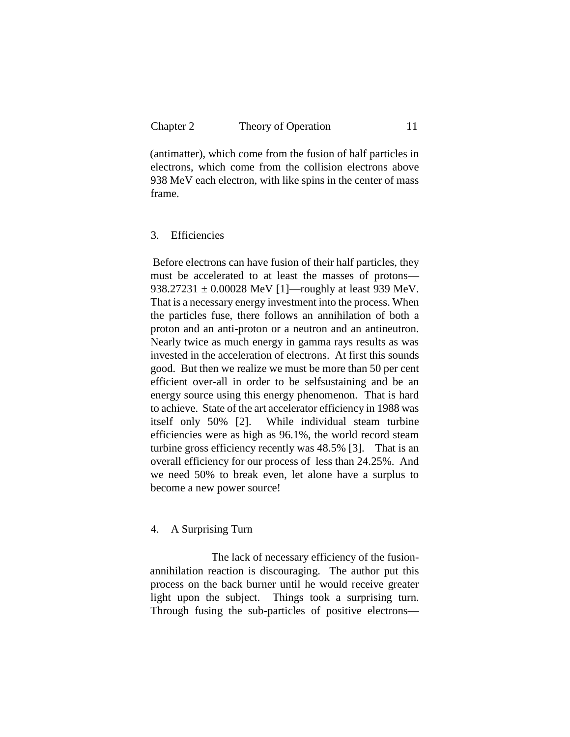(antimatter), which come from the fusion of half particles in electrons, which come from the collision electrons above 938 MeV each electron, with like spins in the center of mass frame.

## 3. Efficiencies

Before electrons can have fusion of their half particles, they must be accelerated to at least the masses of protons—938.27231 ± 0.00028 MeV [1]—roughly at least 939 MeV. That is a necessary energy investment into the process. When the particles fuse, there follows an annihilation of both a proton and an anti-proton or a neutron and an antineutron. Nearly twice as much energy in gamma rays results as was invested in the acceleration of electrons. At first this sounds good. But then we realize we must be more than 50 per cent efficient over-all in order to be selfsustaining and be an energy source using this energy phenomenon. That is hard to achieve. State of the art accelerator efficiency in 1988 was itself only 50% [2]. While individual steam turbine efficiencies were as high as 96.1%, the world record steam turbine gross efficiency recently was 48.5% [3]. That is an overall efficiency for our process of less than 24.25%. And we need 50% to break even, let alone have a surplus to become a new power source!

## 4. A Surprising Turn

The lack of necessary efficiency of the fusion-annihilation reaction is discouraging. The author put this process on the back burner until he would receive greater light upon the subject. Things took a surprising turn. Through fusing the sub-particles of positive electrons—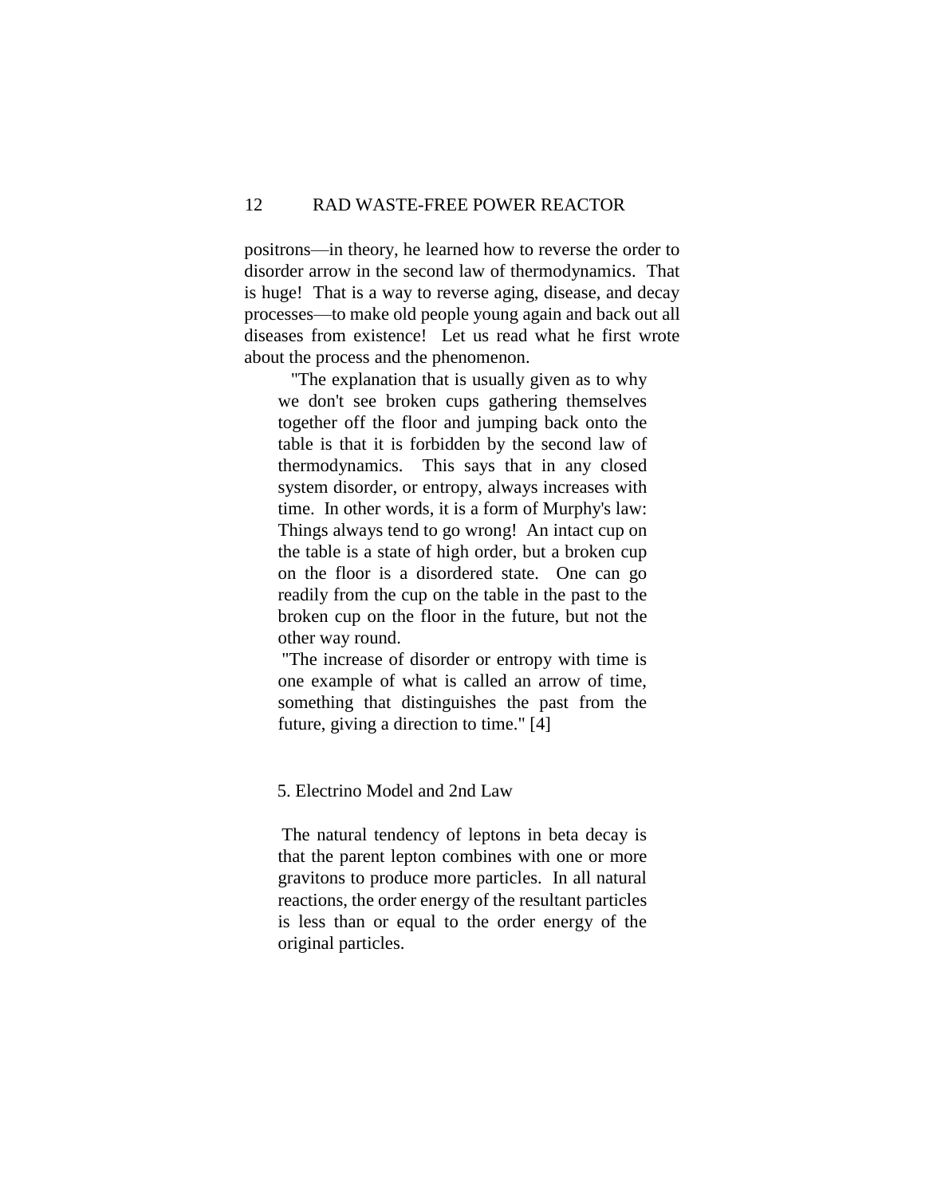positrons—in theory, he learned how to reverse the order to disorder arrow in the second law of thermodynamics. That is huge! That is a way to reverse aging, disease, and decay processes—to make old people young again and back out all diseases from existence! Let us read what he first wrote about the process and the phenomenon.

> "The explanation that is usually given as to why we don't see broken cups gathering themselves together off the floor and jumping back onto the table is that it is forbidden by the second law of thermodynamics. This says that in any closed system disorder, or entropy, always increases with time. In other words, it is a form of Murphy's law: Things always tend to go wrong! An intact cup on the table is a state of high order, but a broken cup on the floor is a disordered state. One can go readily from the cup on the table in the past to the broken cup on the floor in the future, but not the other way round.
>
> "The increase of disorder or entropy with time is one example of what is called an arrow of time, something that distinguishes the past from the future, giving a direction to time." [4]

## 5. Electrino Model and 2nd Law

The natural tendency of leptons in beta decay is that the parent lepton combines with one or more gravitons to produce more particles. In all natural reactions, the order energy of the resultant particles is less than or equal to the order energy of the original particles.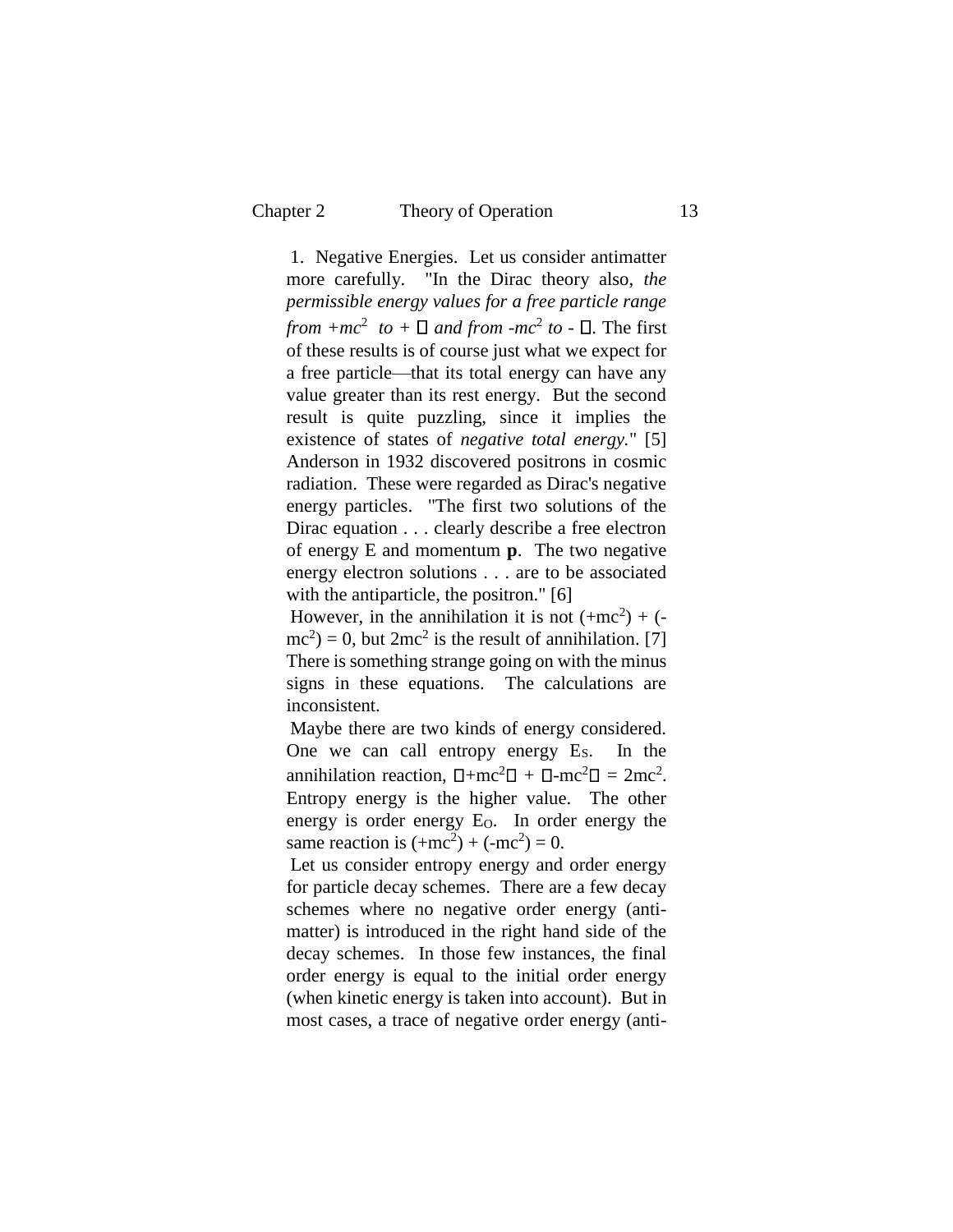1. Negative Energies. Let us consider antimatter more carefully. "In the Dirac theory also, *the permissible energy values for a free particle range from* $+mc^2$ *to* $+\infty$ *and from* $-mc^2$ *to* $-\infty$. The first of these results is of course just what we expect for a free particle—that its total energy can have any value greater than its rest energy. But the second result is quite puzzling, since it implies the existence of states of *negative total energy.*" [5] Anderson in 1932 discovered positrons in cosmic radiation. These were regarded as Dirac's negative energy particles. "The first two solutions of the Dirac equation . . . clearly describe a free electron of energy E and momentum **p**. The two negative energy electron solutions . . . are to be associated with the antiparticle, the positron." [6]

However, in the annihilation it is not $(+mc^2) + (-mc^2) = 0$, but $2mc^2$ is the result of annihilation. [7] There is something strange going on with the minus signs in these equations. The calculations are inconsistent.

Maybe there are two kinds of energy considered. One we can call entropy energy $E_S$. In the annihilation reaction, $|+mc^2| + |-mc^2| = 2mc^2$. Entropy energy is the higher value. The other energy is order energy $E_O$. In order energy the same reaction is $(+mc^2) + (-mc^2) = 0$.

Let us consider entropy energy and order energy for particle decay schemes. There are a few decay schemes where no negative order energy (anti-matter) is introduced in the right hand side of the decay schemes. In those few instances, the final order energy is equal to the initial order energy (when kinetic energy is taken into account). But in most cases, a trace of negative order energy (anti-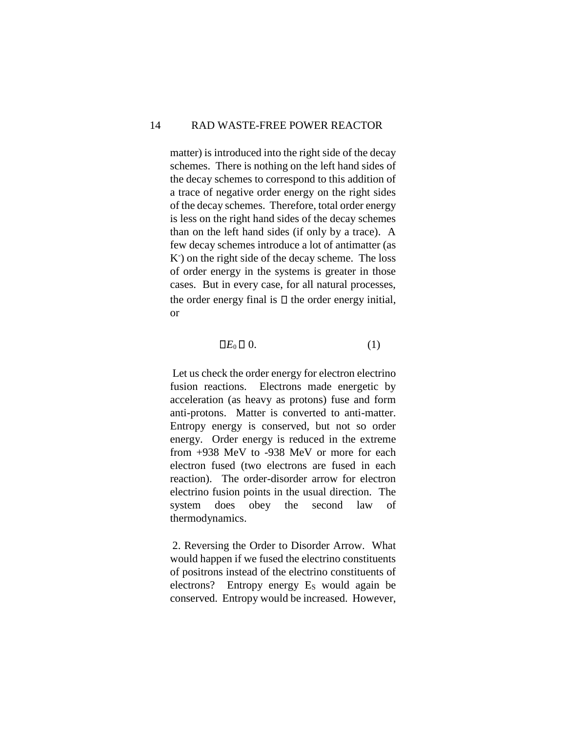matter) is introduced into the right side of the decay schemes. There is nothing on the left hand sides of the decay schemes to correspond to this addition of a trace of negative order energy on the right sides of the decay schemes. Therefore, total order energy is less on the right hand sides of the decay schemes than on the left hand sides (if only by a trace). A few decay schemes introduce a lot of antimatter (as $K^-$) on the right side of the decay scheme. The loss of order energy in the systems is greater in those cases. But in every case, for all natural processes, the order energy final is $\leq$ the order energy initial, or

$$\Delta E_0 \leq 0. \tag{1}$$

Let us check the order energy for electron electrino fusion reactions. Electrons made energetic by acceleration (as heavy as protons) fuse and form anti-protons. Matter is converted to anti-matter. Entropy energy is conserved, but not so order energy. Order energy is reduced in the extreme from +938 MeV to -938 MeV or more for each electron fused (two electrons are fused in each reaction). The order-disorder arrow for electron electrino fusion points in the usual direction. The system does obey the second law of thermodynamics.

2. Reversing the Order to Disorder Arrow. What would happen if we fused the electrino constituents of positrons instead of the electrino constituents of electrons? Entropy energy $E_S$ would again be conserved. Entropy would be increased. However,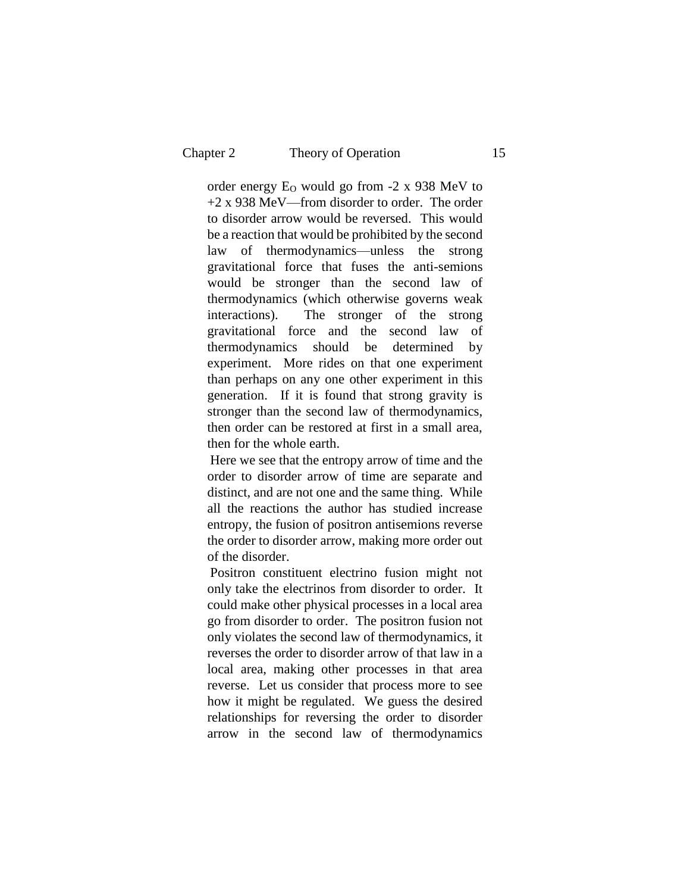order energy $E_O$ would go from -2 x 938 MeV to +2 x 938 MeV—from disorder to order. The order to disorder arrow would be reversed. This would be a reaction that would be prohibited by the second law of thermodynamics—unless the strong gravitational force that fuses the anti-semions would be stronger than the second law of thermodynamics (which otherwise governs weak interactions). The stronger of the strong gravitational force and the second law of thermodynamics should be determined by experiment. More rides on that one experiment than perhaps on any one other experiment in this generation. If it is found that strong gravity is stronger than the second law of thermodynamics, then order can be restored at first in a small area, then for the whole earth.

Here we see that the entropy arrow of time and the order to disorder arrow of time are separate and distinct, and are not one and the same thing. While all the reactions the author has studied increase entropy, the fusion of positron antisemions reverse the order to disorder arrow, making more order out of the disorder.

Positron constituent electrino fusion might not only take the electrinos from disorder to order. It could make other physical processes in a local area go from disorder to order. The positron fusion not only violates the second law of thermodynamics, it reverses the order to disorder arrow of that law in a local area, making other processes in that area reverse. Let us consider that process more to see how it might be regulated. We guess the desired relationships for reversing the order to disorder arrow in the second law of thermodynamics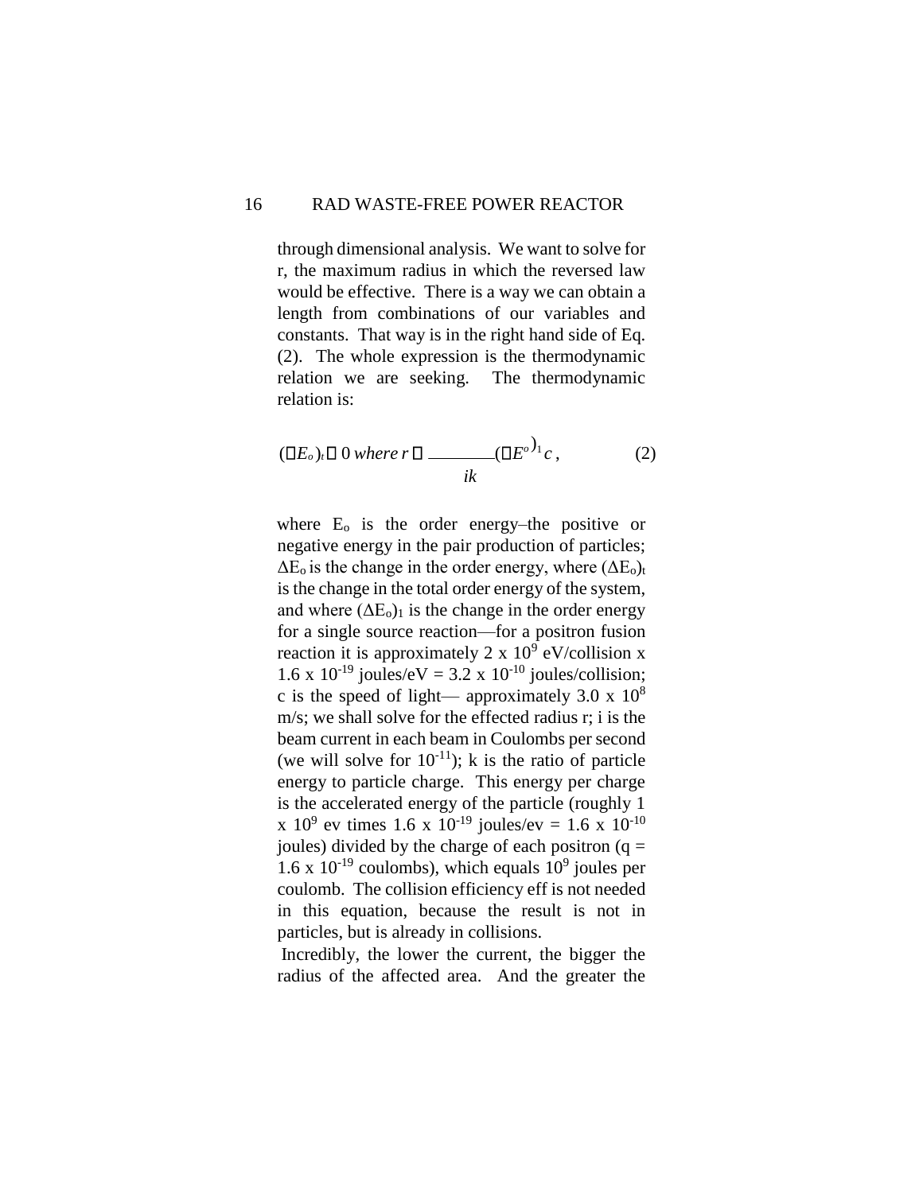through dimensional analysis. We want to solve for r, the maximum radius in which the reversed law would be effective. There is a way we can obtain a length from combinations of our variables and constants. That way is in the right hand side of Eq. (2). The whole expression is the thermodynamic relation we are seeking. The thermodynamic relation is:

$$(\Delta E_o)_t \approx 0 \text{ where } r \approx \frac{(\Delta E^o)_1 c}{ik}, \qquad (2)$$

where $E_o$ is the order energy–the positive or negative energy in the pair production of particles; $\Delta E_o$ is the change in the order energy, where $(\Delta E_o)_t$ is the change in the total order energy of the system, and where $(\Delta E_o)_1$ is the change in the order energy for a single source reaction—for a positron fusion reaction it is approximately $2 \times 10^9$ eV/collision x $1.6 \times 10^{-19}$ joules/eV = $3.2 \times 10^{-10}$ joules/collision; c is the speed of light— approximately $3.0 \times 10^8$ m/s; we shall solve for the effected radius r; i is the beam current in each beam in Coulombs per second (we will solve for $10^{-11}$); k is the ratio of particle energy to particle charge. This energy per charge is the accelerated energy of the particle (roughly $1 \times 10^9$ ev times $1.6 \times 10^{-19}$ joules/ev = $1.6 \times 10^{-10}$ joules) divided by the charge of each positron ($q = 1.6 \times 10^{-19}$ coulombs), which equals $10^9$ joules per coulomb. The collision efficiency eff is not needed in this equation, because the result is not in particles, but is already in collisions.

Incredibly, the lower the current, the bigger the radius of the affected area. And the greater the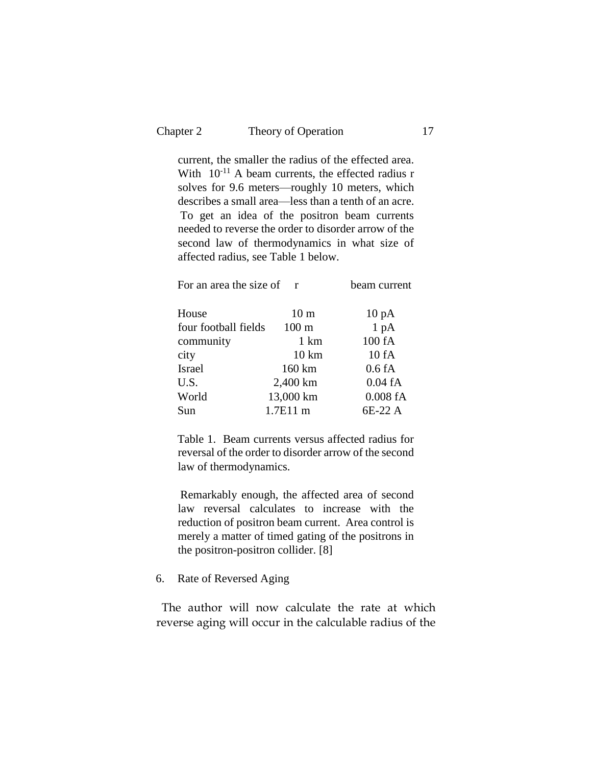current, the smaller the radius of the effected area. With $10^{-11}$ A beam currents, the effected radius r solves for 9.6 meters—roughly 10 meters, which describes a small area—less than a tenth of an acre. To get an idea of the positron beam currents needed to reverse the order to disorder arrow of the second law of thermodynamics in what size of affected radius, see Table 1 below.

| For an area the size of | r | beam current |
|---|---|---|
| House | 10 m | 10 pA |
| four football fields | 100 m | 1 pA |
| community | 1 km | 100 fA |
| city | 10 km | 10 fA |
| Israel | 160 km | 0.6 fA |
| U.S. | 2,400 km | 0.04 fA |
| World | 13,000 km | 0.008 fA |
| Sun | 1.7E11 m | 6E-22 A |

Table 1. Beam currents versus affected radius for reversal of the order to disorder arrow of the second law of thermodynamics.

Remarkably enough, the affected area of second law reversal calculates to increase with the reduction of positron beam current. Area control is merely a matter of timed gating of the positrons in the positron-positron collider. [8]

6. Rate of Reversed Aging

The author will now calculate the rate at which reverse aging will occur in the calculable radius of the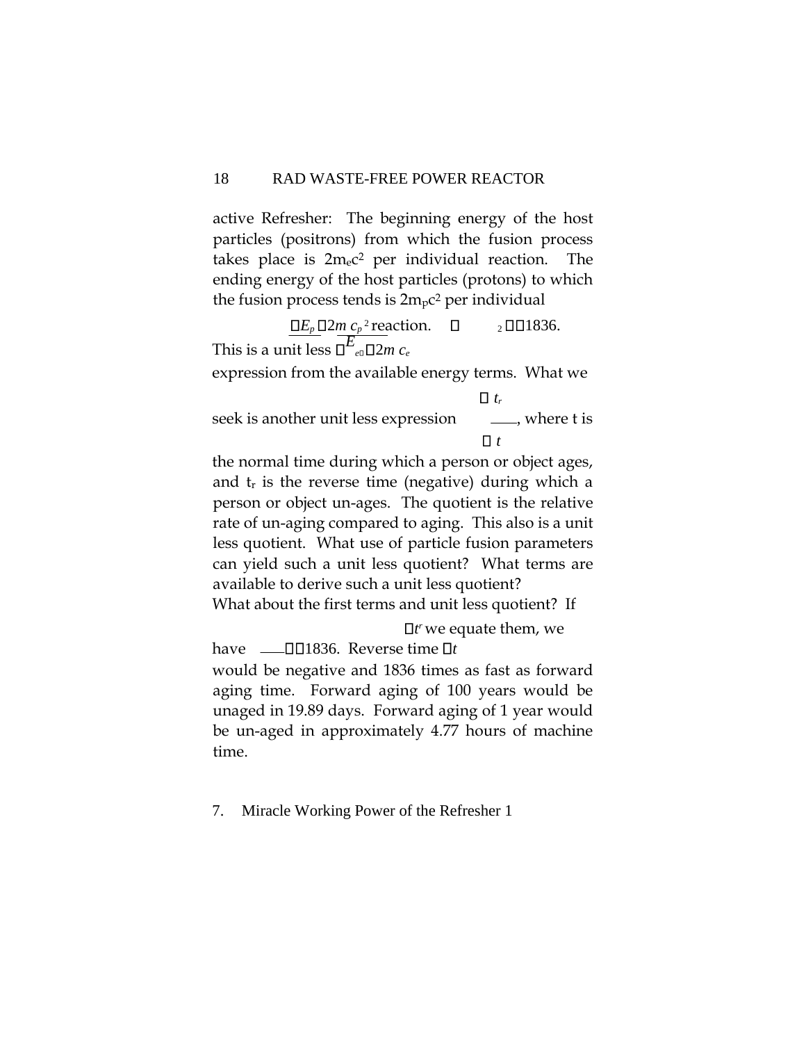active Refresher: The beginning energy of the host particles (positrons) from which the fusion process takes place is $2m_ec^2$ per individual reaction. The ending energy of the host particles (protons) to which the fusion process tends is $2m_pc^2$ per individual reaction.

$$\frac{E_p}{E_e} = \frac{2m_p c^2}{2m_e c^2} = 1836.$$

This is a unit less expression from the available energy terms. What we seek is another unit less expression $\frac{t_r}{t}$, where t is the normal time during which a person or object ages, and $t_r$ is the reverse time (negative) during which a person or object un-ages. The quotient is the relative rate of un-aging compared to aging. This also is a unit less quotient. What use of particle fusion parameters can yield such a unit less quotient? What terms are available to derive such a unit less quotient?

What about the first terms and unit less quotient? If we equate them, we have $\frac{t_r}{t} = 1836$. Reverse time would be negative and 1836 times as fast as forward aging time. Forward aging of 100 years would be unaged in 19.89 days. Forward aging of 1 year would be un-aged in approximately 4.77 hours of machine time.

7. Miracle Working Power of the Refresher 1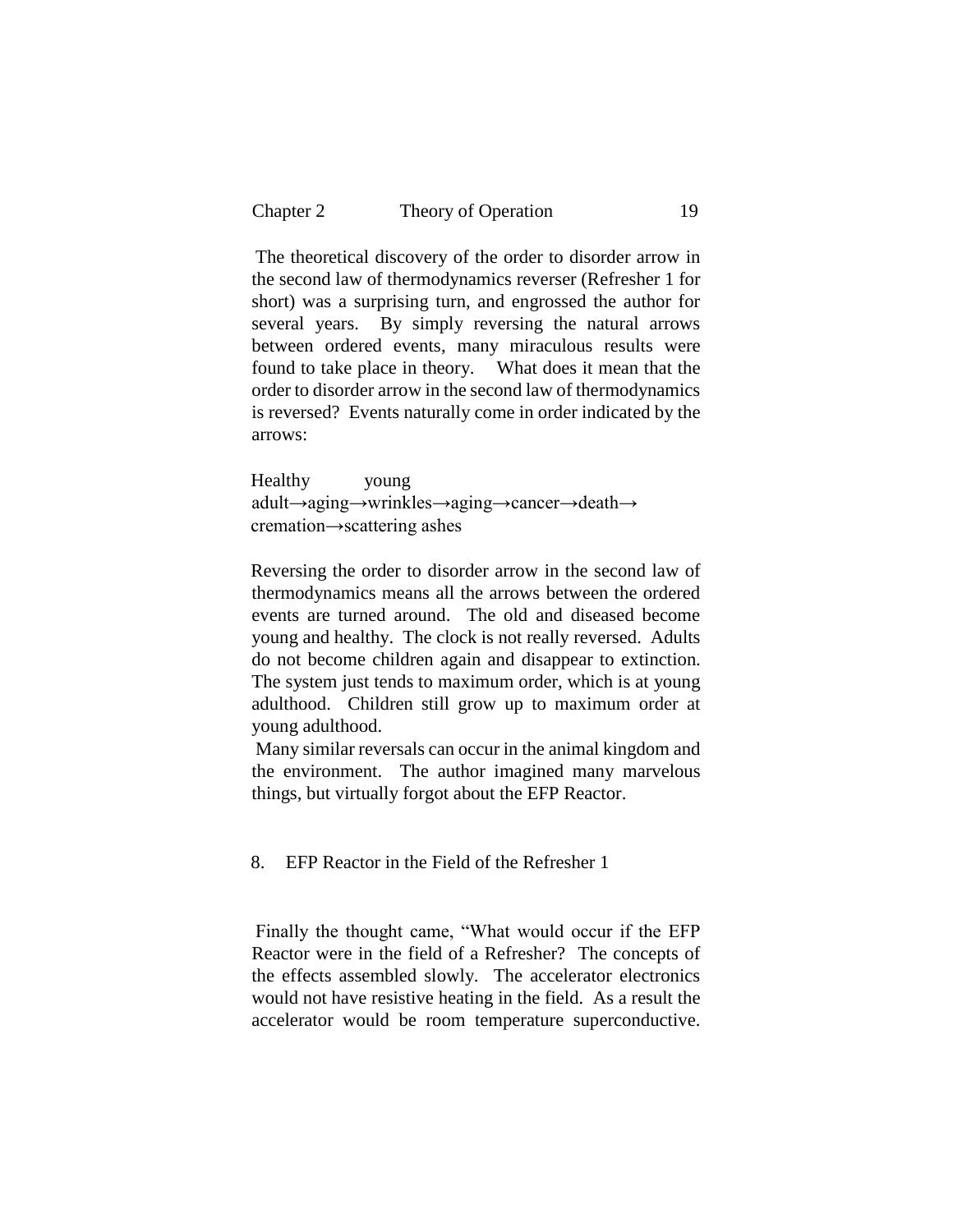The theoretical discovery of the order to disorder arrow in the second law of thermodynamics reverser (Refresher 1 for short) was a surprising turn, and engrossed the author for several years. By simply reversing the natural arrows between ordered events, many miraculous results were found to take place in theory. What does it mean that the order to disorder arrow in the second law of thermodynamics is reversed? Events naturally come in order indicated by the arrows:

Healthy young adult→aging→wrinkles→aging→cancer→death→cremation→scattering ashes

Reversing the order to disorder arrow in the second law of thermodynamics means all the arrows between the ordered events are turned around. The old and diseased become young and healthy. The clock is not really reversed. Adults do not become children again and disappear to extinction. The system just tends to maximum order, which is at young adulthood. Children still grow up to maximum order at young adulthood.

Many similar reversals can occur in the animal kingdom and the environment. The author imagined many marvelous things, but virtually forgot about the EFP Reactor.

## 8. EFP Reactor in the Field of the Refresher 1

Finally the thought came, "What would occur if the EFP Reactor were in the field of a Refresher? The concepts of the effects assembled slowly. The accelerator electronics would not have resistive heating in the field. As a result the accelerator would be room temperature superconductive.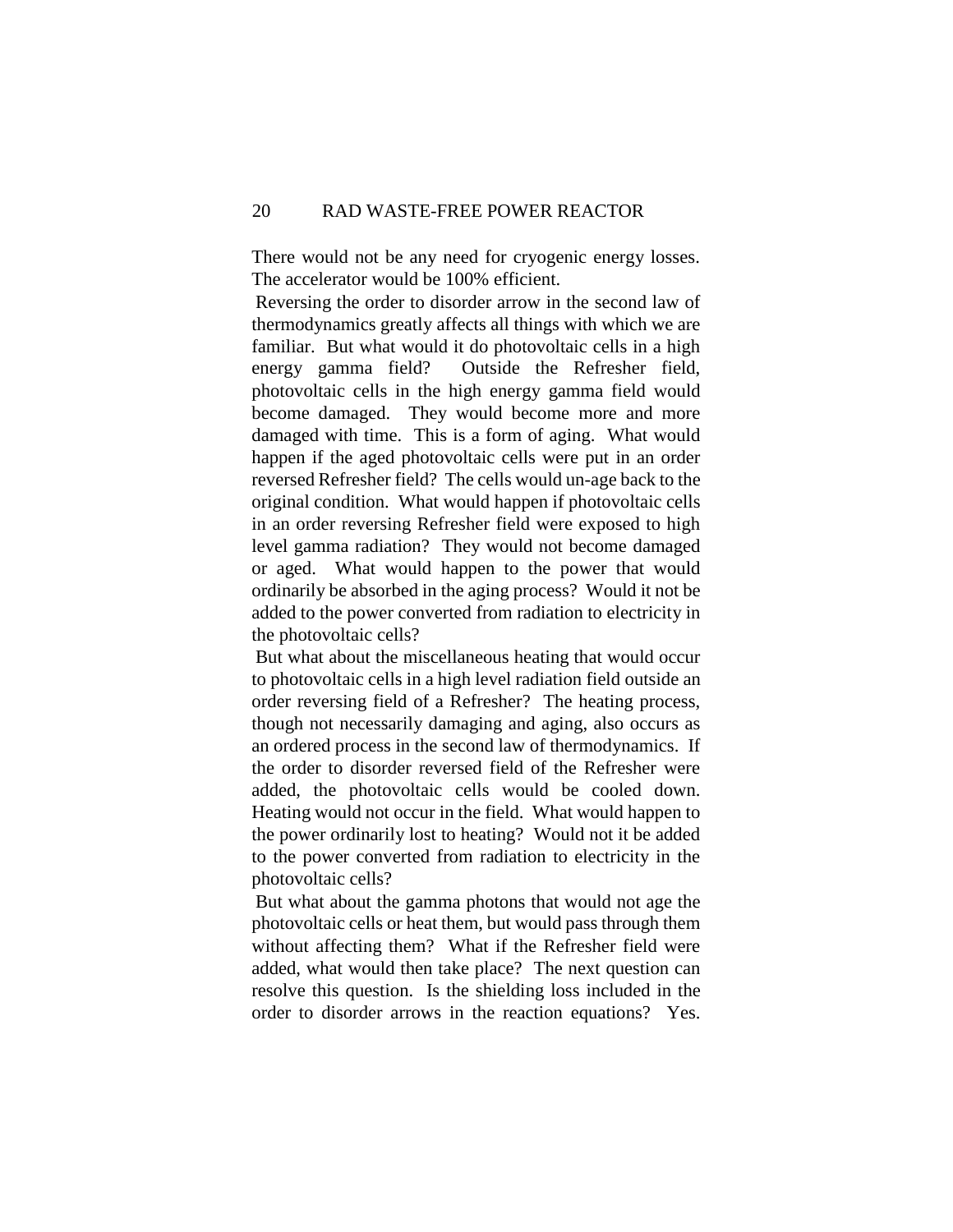There would not be any need for cryogenic energy losses. The accelerator would be 100% efficient.

Reversing the order to disorder arrow in the second law of thermodynamics greatly affects all things with which we are familiar. But what would it do photovoltaic cells in a high energy gamma field? Outside the Refresher field, photovoltaic cells in the high energy gamma field would become damaged. They would become more and more damaged with time. This is a form of aging. What would happen if the aged photovoltaic cells were put in an order reversed Refresher field? The cells would un-age back to the original condition. What would happen if photovoltaic cells in an order reversing Refresher field were exposed to high level gamma radiation? They would not become damaged or aged. What would happen to the power that would ordinarily be absorbed in the aging process? Would it not be added to the power converted from radiation to electricity in the photovoltaic cells?

But what about the miscellaneous heating that would occur to photovoltaic cells in a high level radiation field outside an order reversing field of a Refresher? The heating process, though not necessarily damaging and aging, also occurs as an ordered process in the second law of thermodynamics. If the order to disorder reversed field of the Refresher were added, the photovoltaic cells would be cooled down. Heating would not occur in the field. What would happen to the power ordinarily lost to heating? Would not it be added to the power converted from radiation to electricity in the photovoltaic cells?

But what about the gamma photons that would not age the photovoltaic cells or heat them, but would pass through them without affecting them? What if the Refresher field were added, what would then take place? The next question can resolve this question. Is the shielding loss included in the order to disorder arrows in the reaction equations? Yes.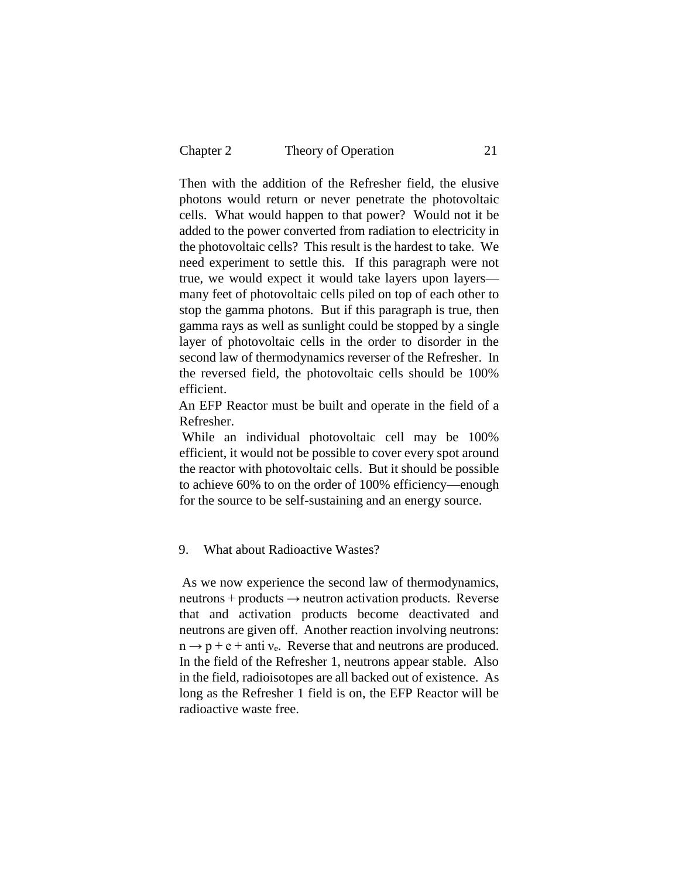Then with the addition of the Refresher field, the elusive photons would return or never penetrate the photovoltaic cells. What would happen to that power? Would not it be added to the power converted from radiation to electricity in the photovoltaic cells? This result is the hardest to take. We need experiment to settle this. If this paragraph were not true, we would expect it would take layers upon layers—many feet of photovoltaic cells piled on top of each other to stop the gamma photons. But if this paragraph is true, then gamma rays as well as sunlight could be stopped by a single layer of photovoltaic cells in the order to disorder in the second law of thermodynamics reverser of the Refresher. In the reversed field, the photovoltaic cells should be 100% efficient.

An EFP Reactor must be built and operate in the field of a Refresher.

While an individual photovoltaic cell may be 100% efficient, it would not be possible to cover every spot around the reactor with photovoltaic cells. But it should be possible to achieve 60% to on the order of 100% efficiency—enough for the source to be self-sustaining and an energy source.

## 9. What about Radioactive Wastes?

As we now experience the second law of thermodynamics, neutrons + products → neutron activation products. Reverse that and activation products become deactivated and neutrons are given off. Another reaction involving neutrons: $n \rightarrow p + e + \text{anti } \nu_e$. Reverse that and neutrons are produced. In the field of the Refresher 1, neutrons appear stable. Also in the field, radioisotopes are all backed out of existence. As long as the Refresher 1 field is on, the EFP Reactor will be radioactive waste free.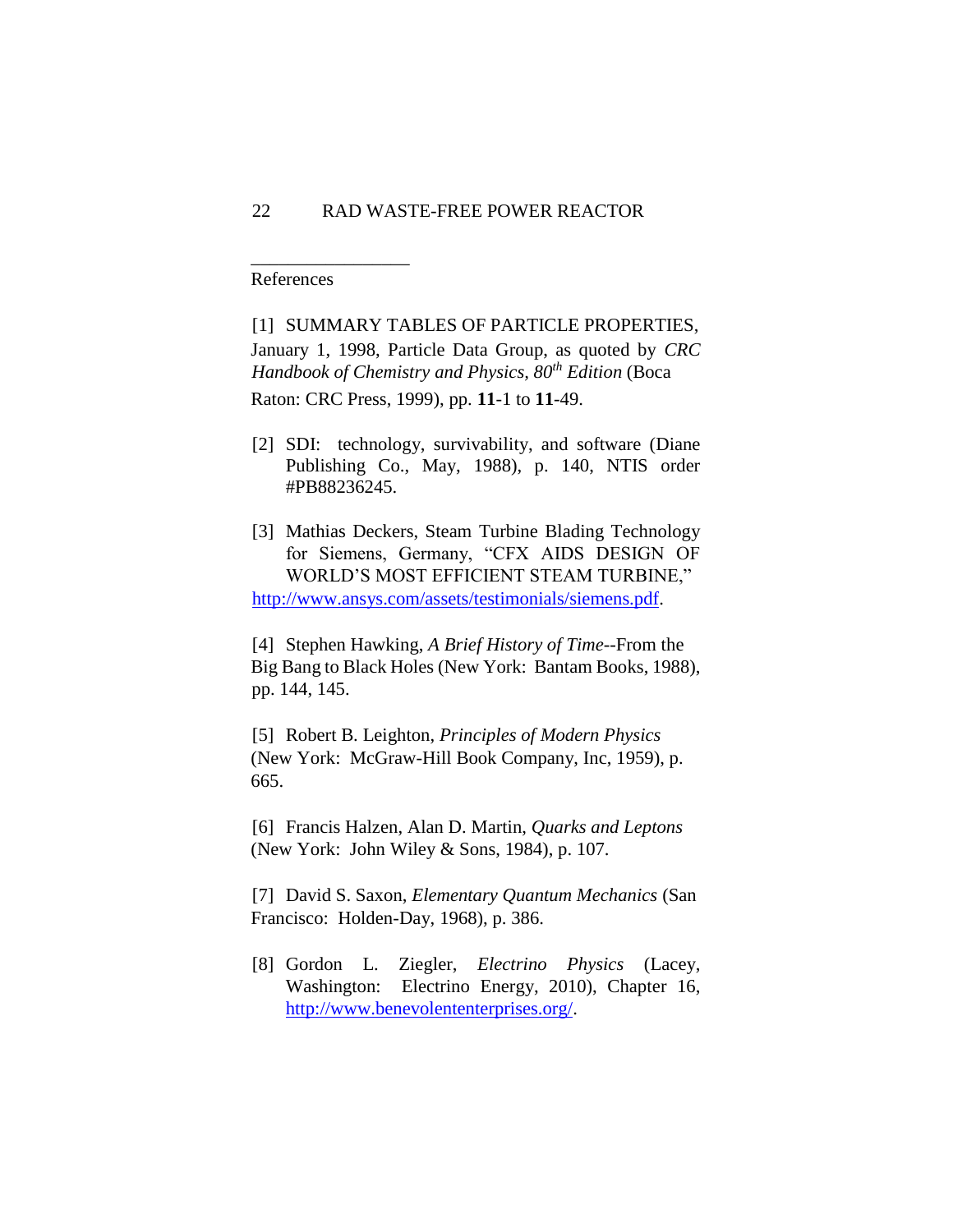## References

[1] SUMMARY TABLES OF PARTICLE PROPERTIES, January 1, 1998, Particle Data Group, as quoted by *CRC Handbook of Chemistry and Physics, 80th Edition* (Boca Raton: CRC Press, 1999), pp. **11**-1 to **11**-49.

[2] SDI: technology, survivability, and software (Diane Publishing Co., May, 1988), p. 140, NTIS order #PB88236245.

[3] Mathias Deckers, Steam Turbine Blading Technology for Siemens, Germany, "CFX AIDS DESIGN OF WORLD'S MOST EFFICIENT STEAM TURBINE," http://www.ansys.com/assets/testimonials/siemens.pdf.

[4] Stephen Hawking, *A Brief History of Time*--From the Big Bang to Black Holes (New York: Bantam Books, 1988), pp. 144, 145.

[5] Robert B. Leighton, *Principles of Modern Physics* (New York: McGraw-Hill Book Company, Inc, 1959), p. 665.

[6] Francis Halzen, Alan D. Martin, *Quarks and Leptons* (New York: John Wiley & Sons, 1984), p. 107.

[7] David S. Saxon, *Elementary Quantum Mechanics* (San Francisco: Holden-Day, 1968), p. 386.

[8] Gordon L. Ziegler, *Electrino Physics* (Lacey, Washington: Electrino Energy, 2010), Chapter 16, http://www.benevolententerprises.org/.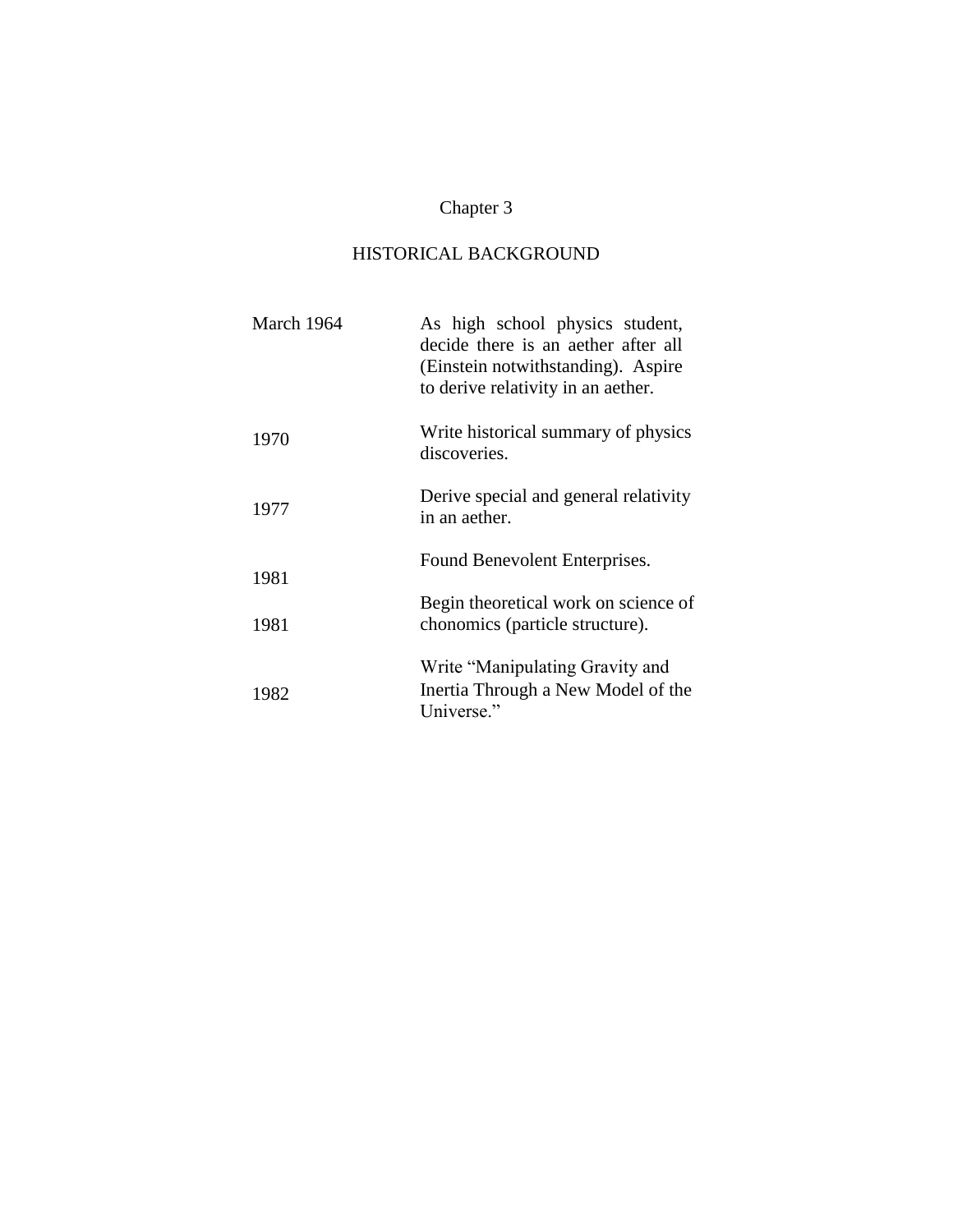# Chapter 3

## HISTORICAL BACKGROUND

| | |
|---|---|
| March 1964 | As high school physics student, decide there is an aether after all (Einstein notwithstanding). Aspire to derive relativity in an aether. |
| 1970 | Write historical summary of physics discoveries. |
| 1977 | Derive special and general relativity in an aether. |
| 1981 | Found Benevolent Enterprises. |
| 1981 | Begin theoretical work on science of chonomics (particle structure). |
| 1982 | Write "Manipulating Gravity and Inertia Through a New Model of the Universe." |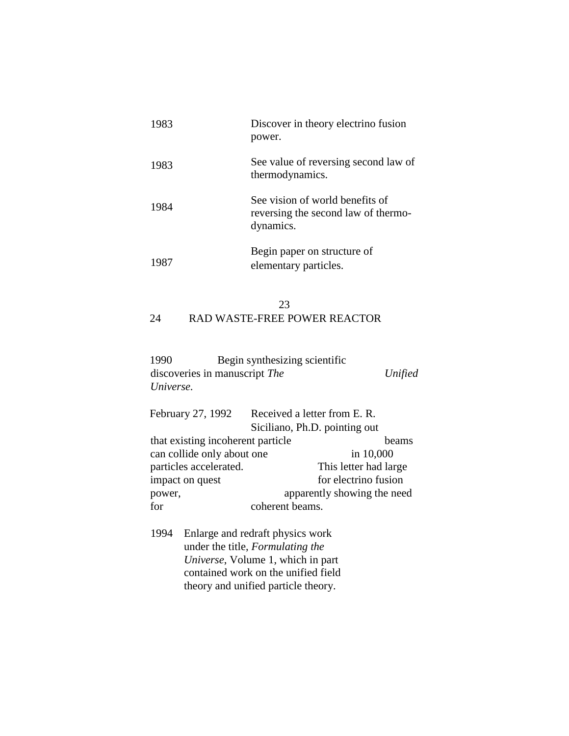1983 Discover in theory electrino fusion power.

1983 See value of reversing second law of thermodynamics.

1984 See vision of world benefits of reversing the second law of thermodynamics.

1987 Begin paper on structure of elementary particles.

1990 Begin synthesizing scientific discoveries in manuscript *The Unified Universe*.

February 27, 1992 Received a letter from E. R. Siciliano, Ph.D. pointing out that existing incoherent particle beams can collide only about one in 10,000 particles accelerated. This letter had large impact on quest for electrino fusion power, apparently showing the need for coherent beams.

1994 Enlarge and redraft physics work under the title, *Formulating the Universe*, Volume 1, which in part contained work on the unified field theory and unified particle theory.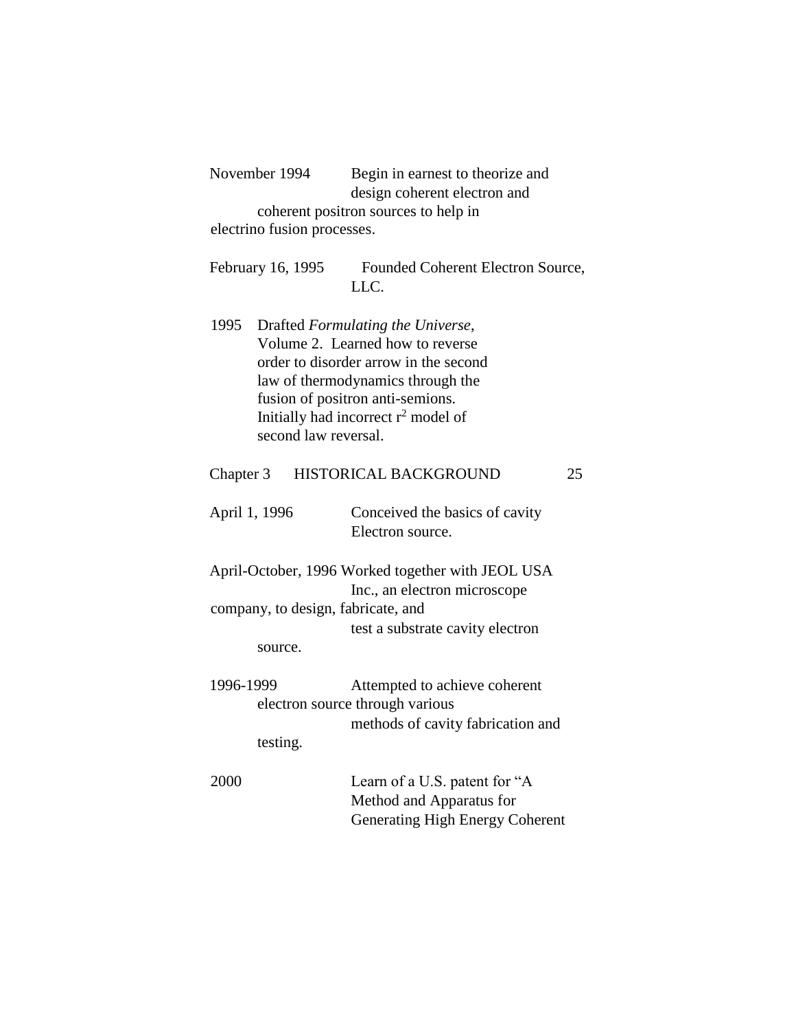November 1994 Begin in earnest to theorize and design coherent electron and coherent positron sources to help in electrino fusion processes.

February 16, 1995 Founded Coherent Electron Source, LLC.

1995 Drafted *Formulating the Universe*, Volume 2. Learned how to reverse order to disorder arrow in the second law of thermodynamics through the fusion of positron anti-semions. Initially had incorrect $r^2$ model of second law reversal.

April 1, 1996 Conceived the basics of cavity Electron source.

April-October, 1996 Worked together with JEOL USA Inc., an electron microscope company, to design, fabricate, and test a substrate cavity electron source.

1996-1999 Attempted to achieve coherent electron source through various methods of cavity fabrication and testing.

2000 Learn of a U.S. patent for "A Method and Apparatus for Generating High Energy Coherent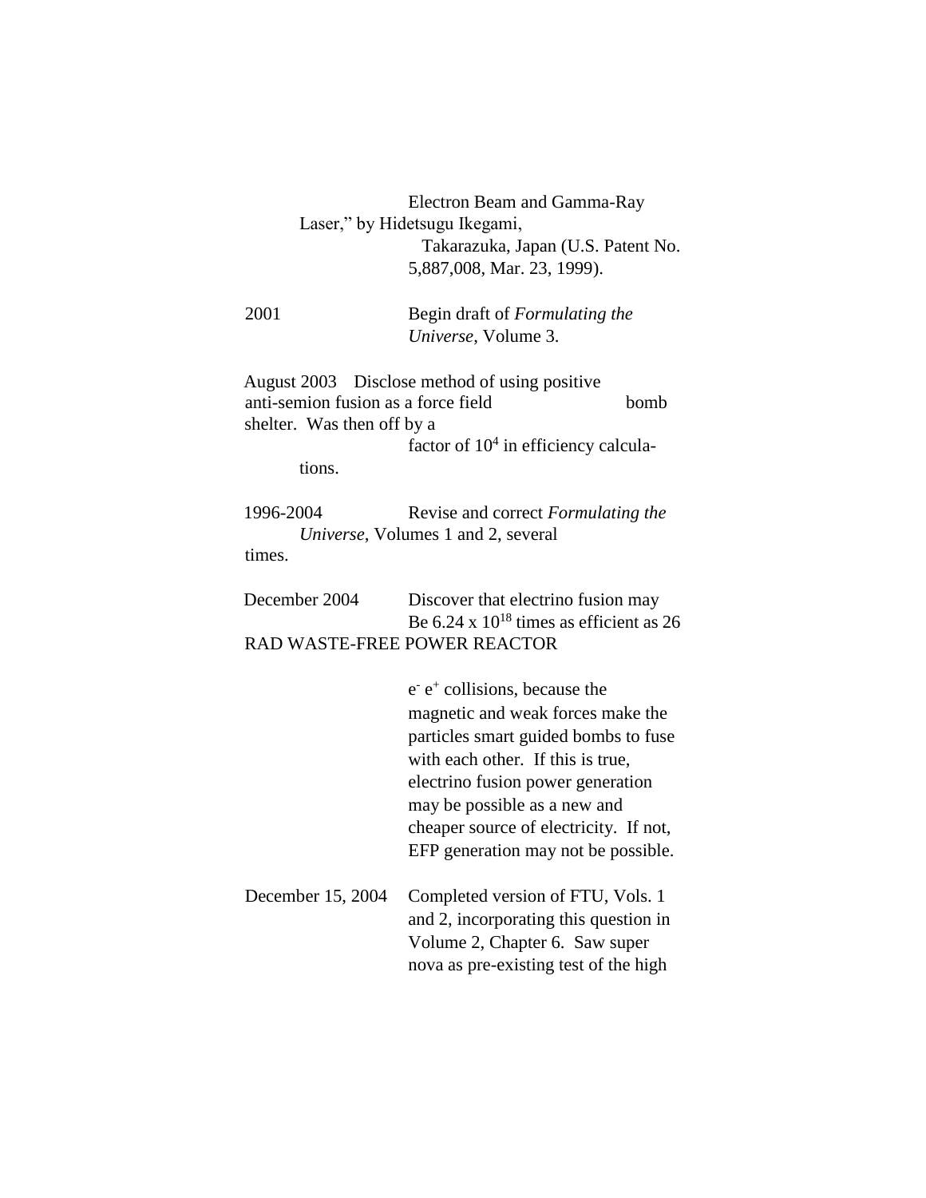Electron Beam and Gamma-Ray Laser," by Hidetsugu Ikegami, Takarazuka, Japan (U.S. Patent No. 5,887,008, Mar. 23, 1999).

2001 Begin draft of *Formulating the Universe*, Volume 3.

August 2003 Disclose method of using positive anti-semion fusion as a force field bomb shelter. Was then off by a factor of $10^4$ in efficiency calculations.

1996-2004 Revise and correct *Formulating the Universe*, Volumes 1 and 2, several times.

December 2004 Discover that electrino fusion may Be $6.24 \times 10^{18}$ times as efficient as $e^- e^+$ collisions, because the magnetic and weak forces make the particles smart guided bombs to fuse with each other. If this is true, electrino fusion power generation may be possible as a new and cheaper source of electricity. If not, EFP generation may not be possible.

December 15, 2004 Completed version of FTU, Vols. 1 and 2, incorporating this question in Volume 2, Chapter 6. Saw super nova as pre-existing test of the high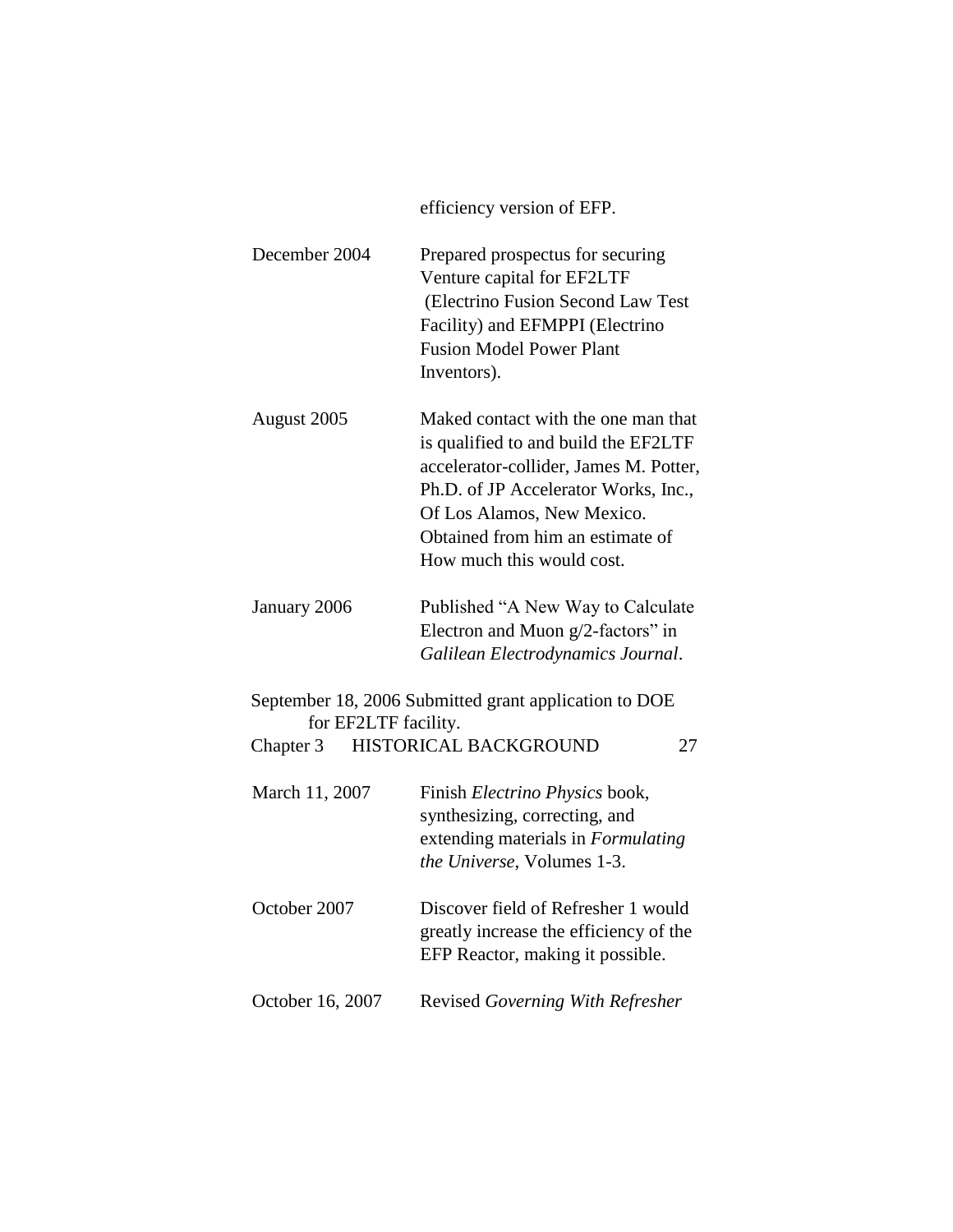efficiency version of EFP.

| | |
|---|---|
| December 2004 | Prepared prospectus for securing Venture capital for EF2LTF (Electrino Fusion Second Law Test Facility) and EFMPPI (Electrino Fusion Model Power Plant Inventors). |
| August 2005 | Maked contact with the one man that is qualified to and build the EF2LTF accelerator-collider, James M. Potter, Ph.D. of JP Accelerator Works, Inc., Of Los Alamos, New Mexico. Obtained from him an estimate of How much this would cost. |
| January 2006 | Published "A New Way to Calculate Electron and Muon g/2-factors" in *Galilean Electrodynamics Journal*. |
| September 18, 2006 | Submitted grant application to DOE for EF2LTF facility. |
| March 11, 2007 | Finish *Electrino Physics* book, synthesizing, correcting, and extending materials in *Formulating the Universe*, Volumes 1-3. |
| October 2007 | Discover field of Refresher 1 would greatly increase the efficiency of the EFP Reactor, making it possible. |
| October 16, 2007 | Revised *Governing With Refresher* |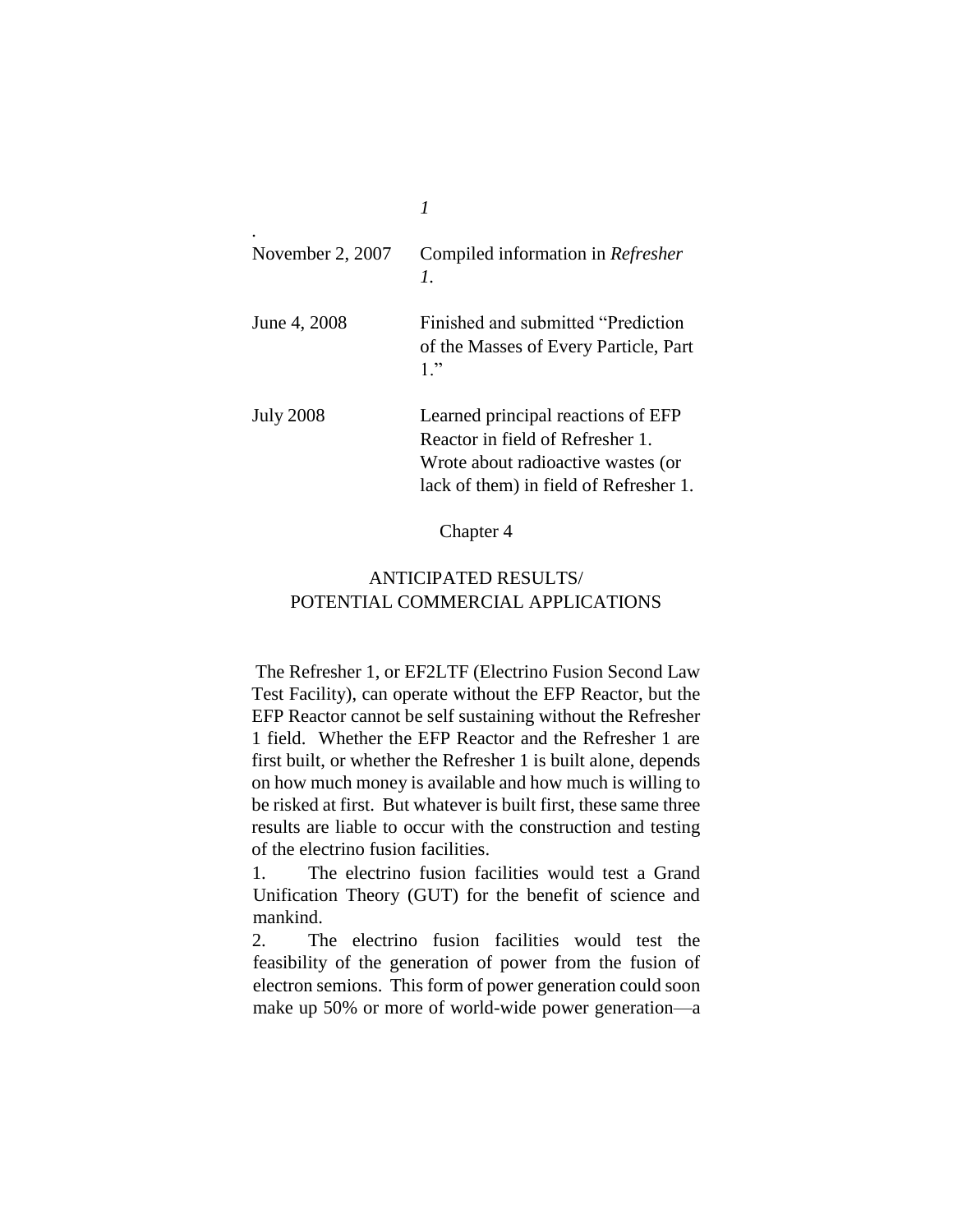| | *1* |
|---|---|
| . November 2, 2007 | Compiled information in *Refresher 1*. |
| June 4, 2008 | Finished and submitted "Prediction of the Masses of Every Particle, Part 1." |
| July 2008 | Learned principal reactions of EFP Reactor in field of Refresher 1. Wrote about radioactive wastes (or lack of them) in field of Refresher 1. |

## Chapter 4

## ANTICIPATED RESULTS/ POTENTIAL COMMERCIAL APPLICATIONS

The Refresher 1, or EF2LTF (Electrino Fusion Second Law Test Facility), can operate without the EFP Reactor, but the EFP Reactor cannot be self sustaining without the Refresher 1 field. Whether the EFP Reactor and the Refresher 1 are first built, or whether the Refresher 1 is built alone, depends on how much money is available and how much is willing to be risked at first. But whatever is built first, these same three results are liable to occur with the construction and testing of the electrino fusion facilities.

1. The electrino fusion facilities would test a Grand Unification Theory (GUT) for the benefit of science and mankind.
2. The electrino fusion facilities would test the feasibility of the generation of power from the fusion of electron semions. This form of power generation could soon make up 50% or more of world-wide power generation—a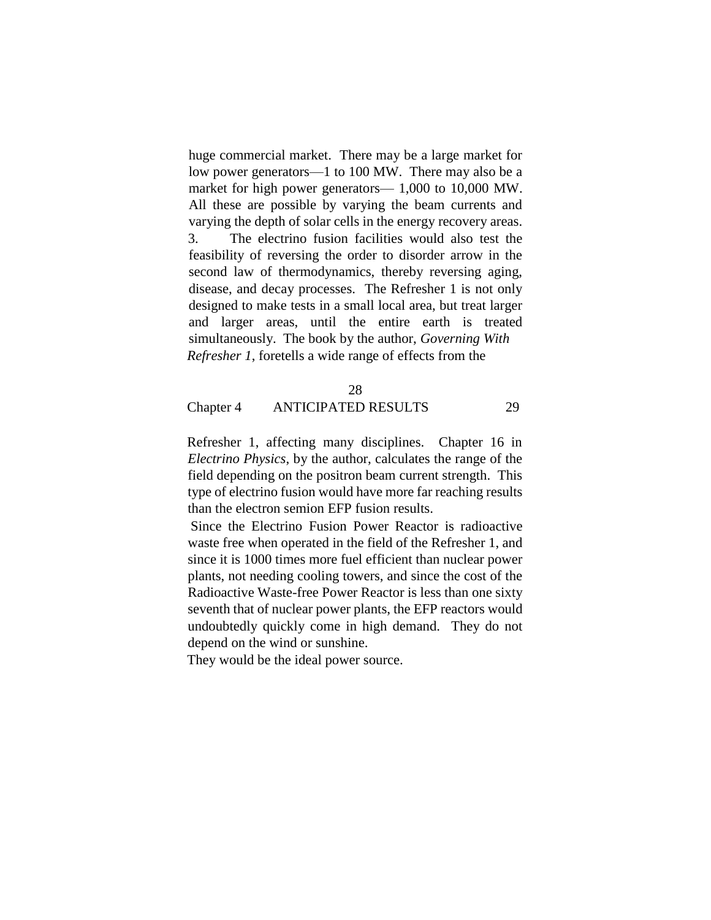huge commercial market. There may be a large market for low power generators—1 to 100 MW. There may also be a market for high power generators— 1,000 to 10,000 MW. All these are possible by varying the beam currents and varying the depth of solar cells in the energy recovery areas.

3. The electrino fusion facilities would also test the feasibility of reversing the order to disorder arrow in the second law of thermodynamics, thereby reversing aging, disease, and decay processes. The Refresher 1 is not only designed to make tests in a small local area, but treat larger and larger areas, until the entire earth is treated simultaneously. The book by the author, *Governing With Refresher 1*, foretells a wide range of effects from the Refresher 1, affecting many disciplines. Chapter 16 in *Electrino Physics*, by the author, calculates the range of the field depending on the positron beam current strength. This type of electrino fusion would have more far reaching results than the electron semion EFP fusion results.

Since the Electrino Fusion Power Reactor is radioactive waste free when operated in the field of the Refresher 1, and since it is 1000 times more fuel efficient than nuclear power plants, not needing cooling towers, and since the cost of the Radioactive Waste-free Power Reactor is less than one sixty seventh that of nuclear power plants, the EFP reactors would undoubtedly quickly come in high demand. They do not depend on the wind or sunshine.

They would be the ideal power source.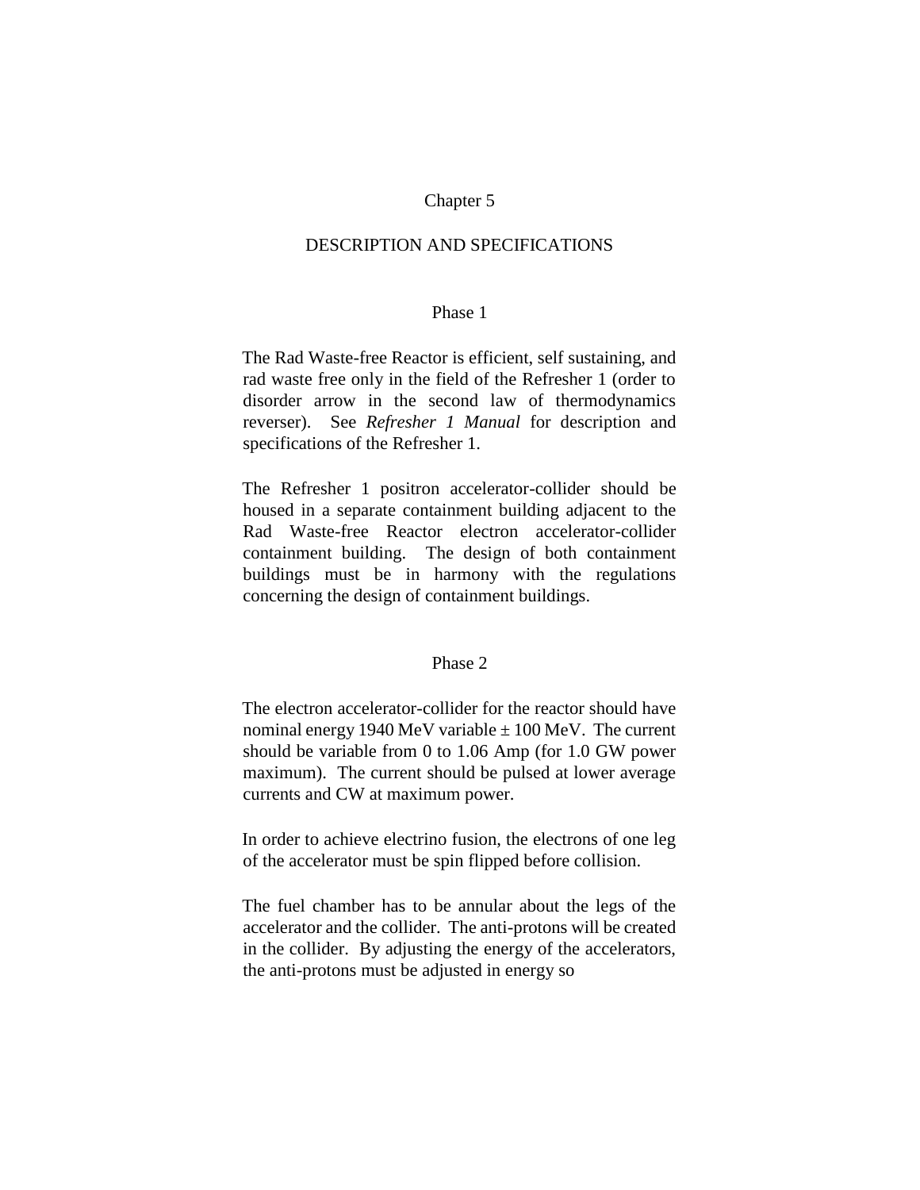# Chapter 5

## DESCRIPTION AND SPECIFICATIONS

### Phase 1

The Rad Waste-free Reactor is efficient, self sustaining, and rad waste free only in the field of the Refresher 1 (order to disorder arrow in the second law of thermodynamics reverser). See *Refresher 1 Manual* for description and specifications of the Refresher 1.

The Refresher 1 positron accelerator-collider should be housed in a separate containment building adjacent to the Rad Waste-free Reactor electron accelerator-collider containment building. The design of both containment buildings must be in harmony with the regulations concerning the design of containment buildings.

### Phase 2

The electron accelerator-collider for the reactor should have nominal energy 1940 MeV variable ± 100 MeV. The current should be variable from 0 to 1.06 Amp (for 1.0 GW power maximum). The current should be pulsed at lower average currents and CW at maximum power.

In order to achieve electrino fusion, the electrons of one leg of the accelerator must be spin flipped before collision.

The fuel chamber has to be annular about the legs of the accelerator and the collider. The anti-protons will be created in the collider. By adjusting the energy of the accelerators, the anti-protons must be adjusted in energy so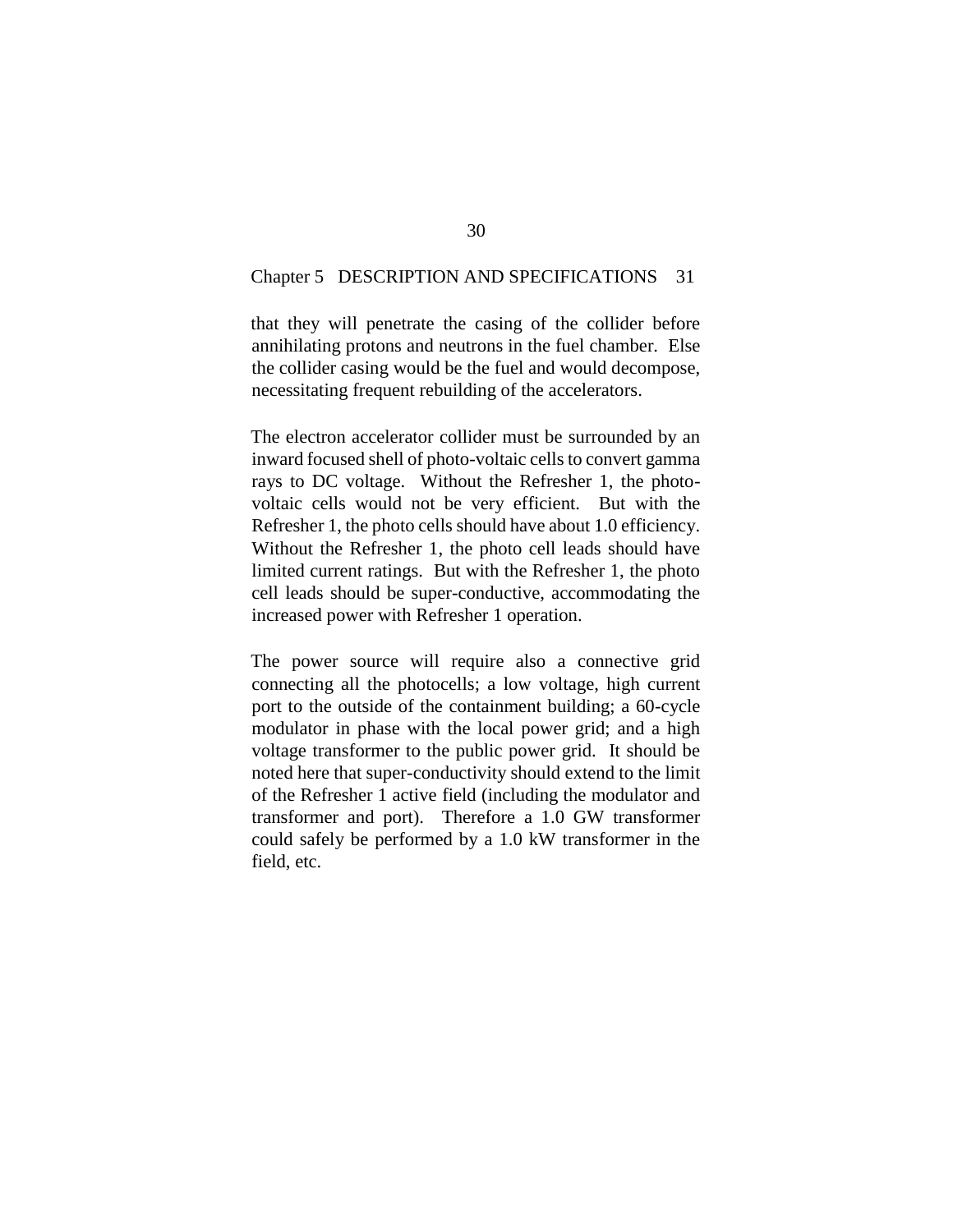that they will penetrate the casing of the collider before annihilating protons and neutrons in the fuel chamber. Else the collider casing would be the fuel and would decompose, necessitating frequent rebuilding of the accelerators.

The electron accelerator collider must be surrounded by an inward focused shell of photo-voltaic cells to convert gamma rays to DC voltage. Without the Refresher 1, the photo-voltaic cells would not be very efficient. But with the Refresher 1, the photo cells should have about 1.0 efficiency. Without the Refresher 1, the photo cell leads should have limited current ratings. But with the Refresher 1, the photo cell leads should be super-conductive, accommodating the increased power with Refresher 1 operation.

The power source will require also a connective grid connecting all the photocells; a low voltage, high current port to the outside of the containment building; a 60-cycle modulator in phase with the local power grid; and a high voltage transformer to the public power grid. It should be noted here that super-conductivity should extend to the limit of the Refresher 1 active field (including the modulator and transformer and port). Therefore a 1.0 GW transformer could safely be performed by a 1.0 kW transformer in the field, etc.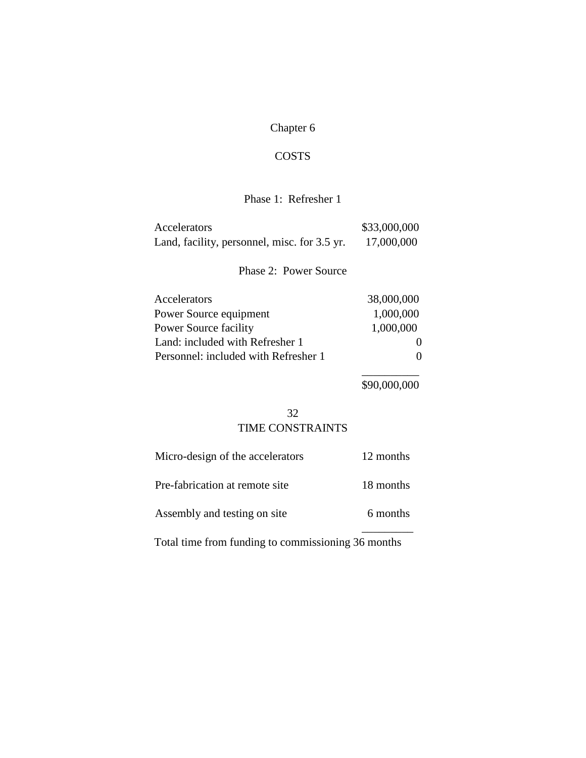# Chapter 6

## COSTS

### Phase 1: Refresher 1

| | |
|---|---|
| Accelerators | $33,000,000 |
| Land, facility, personnel, misc. for 3.5 yr. | 17,000,000 |

### Phase 2: Power Source

| | |
|---|---|
| Accelerators | 38,000,000 |
| Power Source equipment | 1,000,000 |
| Power Source facility | 1,000,000 |
| Land: included with Refresher 1 | 0 |
| Personnel: included with Refresher 1 | 0 |
| | $90,000,000 |

32

## TIME CONSTRAINTS

| | |
|---|---|
| Micro-design of the accelerators | 12 months |
| Pre-fabrication at remote site | 18 months |
| Assembly and testing on site | 6 months |
| Total time from funding to commissioning | 36 months |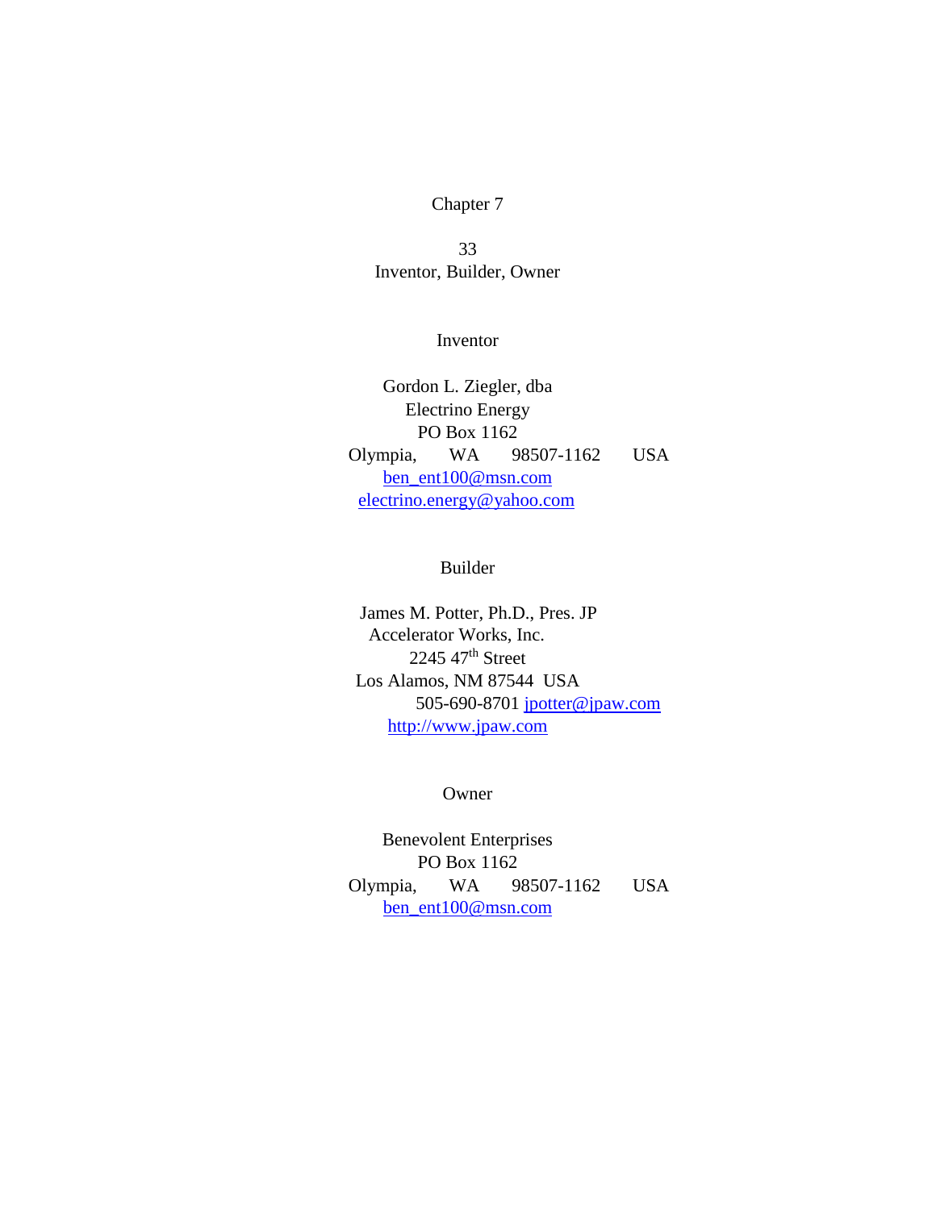# Chapter 7

## 33
## Inventor, Builder, Owner

### Inventor

Gordon L. Ziegler, dba
Electrino Energy
PO Box 1162
Olympia, WA 98507-1162 USA
ben_ent100@msn.com
electrino.energy@yahoo.com

### Builder

James M. Potter, Ph.D., Pres. JP
Accelerator Works, Inc.
2245 47th Street
Los Alamos, NM 87544 USA
505-690-8701 jpotter@jpaw.com
http://www.jpaw.com

### Owner

Benevolent Enterprises
PO Box 1162
Olympia, WA 98507-1162 USA
ben_ent100@msn.com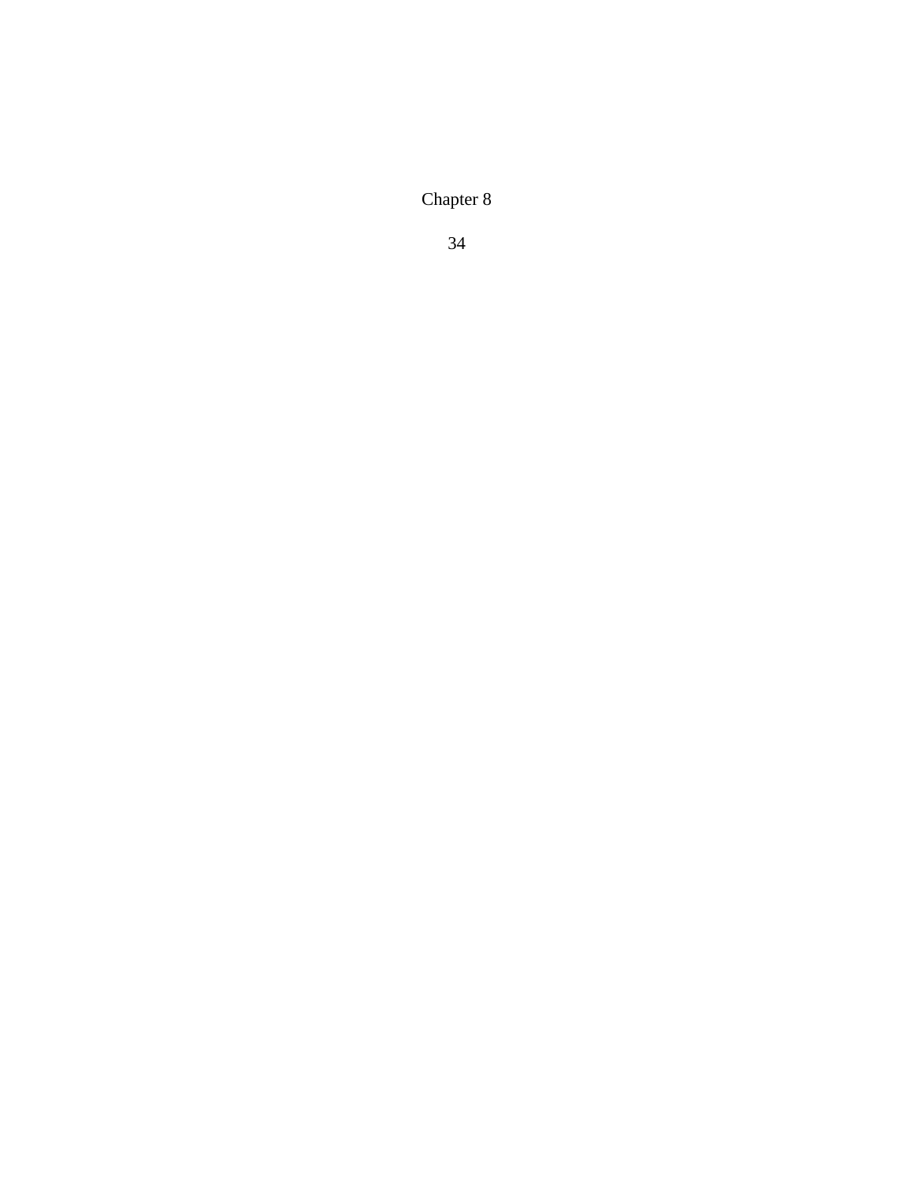Chapter 8

34